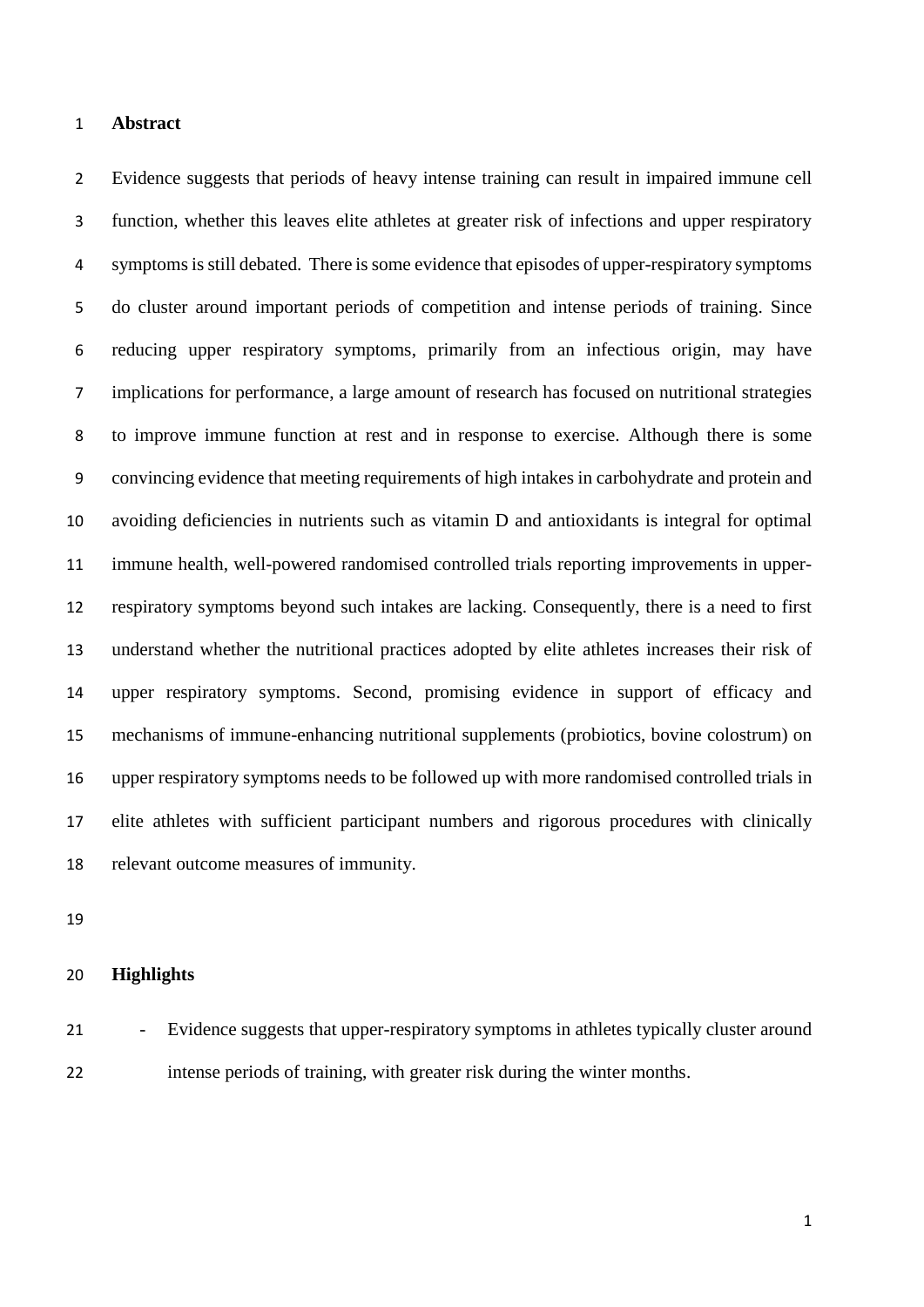## Abstract

Evidence suggests that periods of heavy intense training can result in impaired immune cell function, whether this leaves elite athletes at greater risk of infections and upper respiratory symptoms is still debated. There is some evidence that episodes of upper-respiratory symptoms do cluster around important periods of competition and intense periods of training. Since reducing upper respiratory symptoms, primarily from an infectious origin, may have implications for performance, a large amount of research has focused on nutritional strategies to improve immune function at rest and in response to exercise. Although there is some convincing evidence that meeting requirements of high intakes in carbohydrate and protein and avoiding deficiencies in nutrients such as vitamin D and antioxidants is integral for optimal immune health, well-powered randomised controlled trials reporting improvements in upper-respiratory symptoms beyond such intakes are lacking. Consequently, there is a need to first understand whether the nutritional practices adopted by elite athletes increases their risk of upper respiratory symptoms. Second, promising evidence in support of efficacy and mechanisms of immune-enhancing nutritional supplements (probiotics, bovine colostrum) on upper respiratory symptoms needs to be followed up with more randomised controlled trials in elite athletes with sufficient participant numbers and rigorous procedures with clinically relevant outcome measures of immunity.

## Highlights

- Evidence suggests that upper-respiratory symptoms in athletes typically cluster around intense periods of training, with greater risk during the winter months.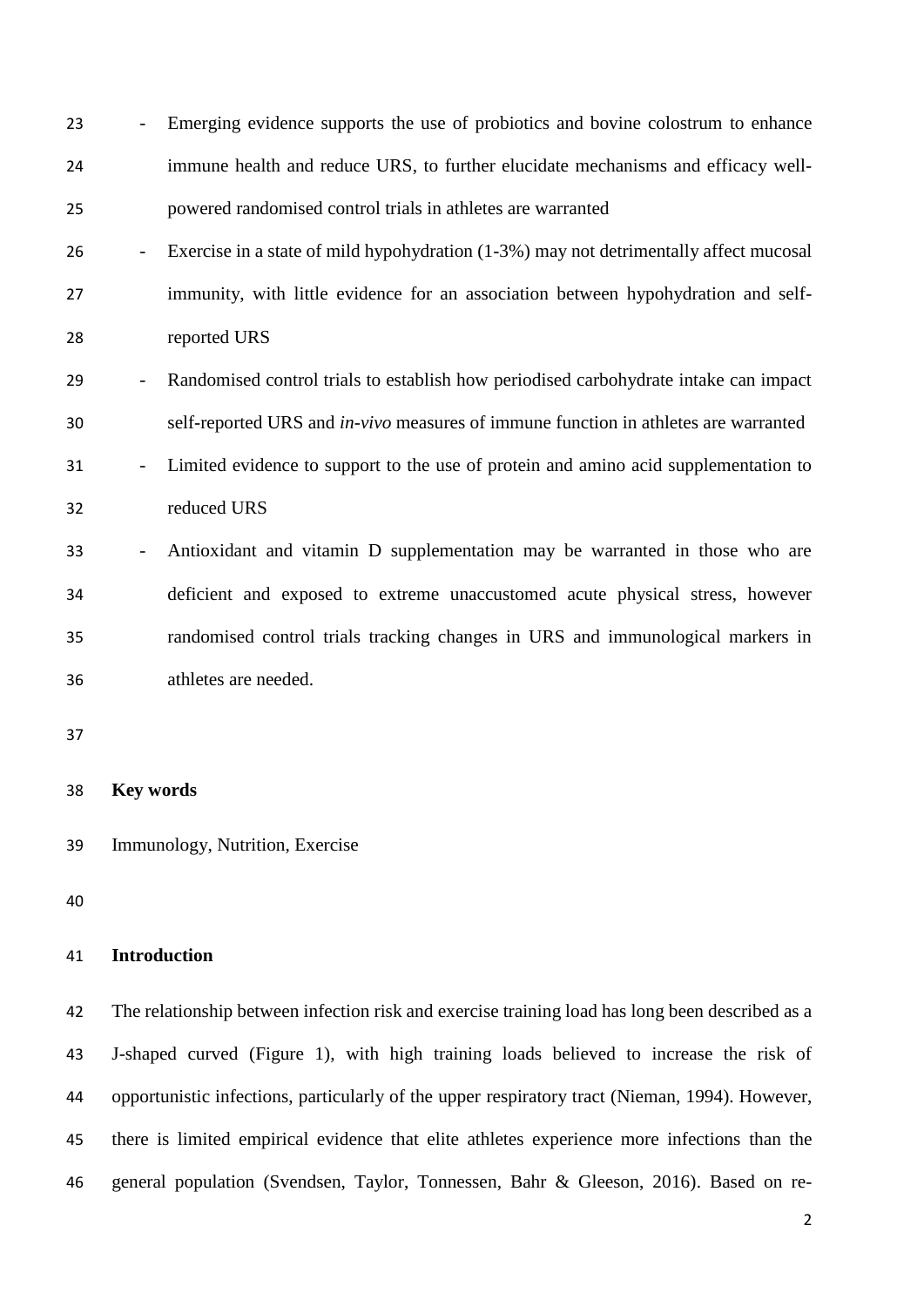- Emerging evidence supports the use of probiotics and bovine colostrum to enhance immune health and reduce URS, to further elucidate mechanisms and efficacy well-powered randomised control trials in athletes are warranted
- Exercise in a state of mild hypohydration (1-3%) may not detrimentally affect mucosal immunity, with little evidence for an association between hypohydration and self-reported URS
- Randomised control trials to establish how periodised carbohydrate intake can impact self-reported URS and *in-vivo* measures of immune function in athletes are warranted
- Limited evidence to support to the use of protein and amino acid supplementation to reduced URS
- Antioxidant and vitamin D supplementation may be warranted in those who are deficient and exposed to extreme unaccustomed acute physical stress, however randomised control trials tracking changes in URS and immunological markers in athletes are needed.

**Key words**

Immunology, Nutrition, Exercise

## Introduction

The relationship between infection risk and exercise training load has long been described as a J-shaped curved (Figure 1), with high training loads believed to increase the risk of opportunistic infections, particularly of the upper respiratory tract (Nieman, 1994). However, there is limited empirical evidence that elite athletes experience more infections than the general population (Svendsen, Taylor, Tonnessen, Bahr & Gleeson, 2016). Based on re-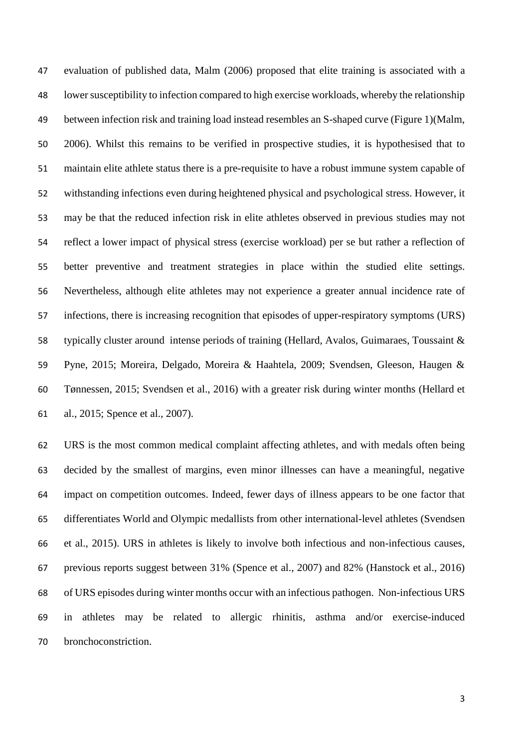evaluation of published data, Malm (2006) proposed that elite training is associated with a lower susceptibility to infection compared to high exercise workloads, whereby the relationship between infection risk and training load instead resembles an S-shaped curve (Figure 1)(Malm, 2006). Whilst this remains to be verified in prospective studies, it is hypothesised that to maintain elite athlete status there is a pre-requisite to have a robust immune system capable of withstanding infections even during heightened physical and psychological stress. However, it may be that the reduced infection risk in elite athletes observed in previous studies may not reflect a lower impact of physical stress (exercise workload) per se but rather a reflection of better preventive and treatment strategies in place within the studied elite settings. Nevertheless, although elite athletes may not experience a greater annual incidence rate of infections, there is increasing recognition that episodes of upper-respiratory symptoms (URS) typically cluster around intense periods of training (Hellard, Avalos, Guimaraes, Toussaint & Pyne, 2015; Moreira, Delgado, Moreira & Haahtela, 2009; Svendsen, Gleeson, Haugen & Tønnessen, 2015; Svendsen et al., 2016) with a greater risk during winter months (Hellard et al., 2015; Spence et al., 2007).

URS is the most common medical complaint affecting athletes, and with medals often being decided by the smallest of margins, even minor illnesses can have a meaningful, negative impact on competition outcomes. Indeed, fewer days of illness appears to be one factor that differentiates World and Olympic medallists from other international-level athletes (Svendsen et al., 2015). URS in athletes is likely to involve both infectious and non-infectious causes, previous reports suggest between 31% (Spence et al., 2007) and 82% (Hanstock et al., 2016) of URS episodes during winter months occur with an infectious pathogen. Non-infectious URS in athletes may be related to allergic rhinitis, asthma and/or exercise-induced bronchoconstriction.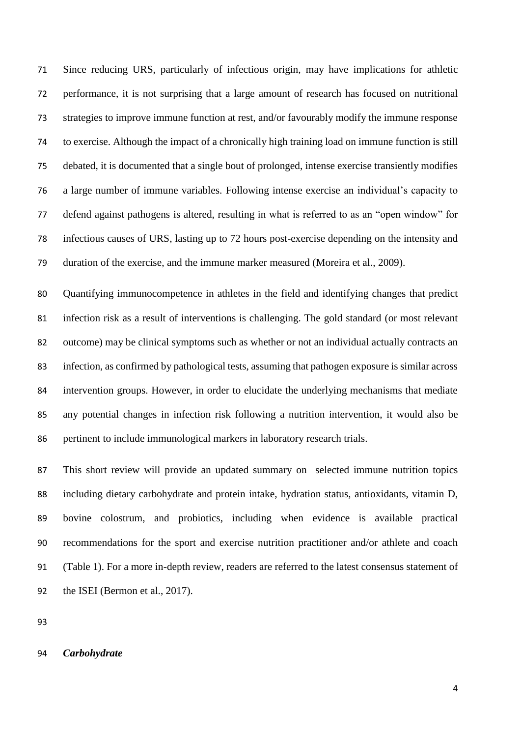Since reducing URS, particularly of infectious origin, may have implications for athletic performance, it is not surprising that a large amount of research has focused on nutritional strategies to improve immune function at rest, and/or favourably modify the immune response to exercise. Although the impact of a chronically high training load on immune function is still debated, it is documented that a single bout of prolonged, intense exercise transiently modifies a large number of immune variables. Following intense exercise an individual's capacity to defend against pathogens is altered, resulting in what is referred to as an "open window" for infectious causes of URS, lasting up to 72 hours post-exercise depending on the intensity and duration of the exercise, and the immune marker measured (Moreira et al., 2009).

Quantifying immunocompetence in athletes in the field and identifying changes that predict infection risk as a result of interventions is challenging. The gold standard (or most relevant outcome) may be clinical symptoms such as whether or not an individual actually contracts an infection, as confirmed by pathological tests, assuming that pathogen exposure is similar across intervention groups. However, in order to elucidate the underlying mechanisms that mediate any potential changes in infection risk following a nutrition intervention, it would also be pertinent to include immunological markers in laboratory research trials.

This short review will provide an updated summary on selected immune nutrition topics including dietary carbohydrate and protein intake, hydration status, antioxidants, vitamin D, bovine colostrum, and probiotics, including when evidence is available practical recommendations for the sport and exercise nutrition practitioner and/or athlete and coach (Table 1). For a more in-depth review, readers are referred to the latest consensus statement of the ISEI (Bermon et al., 2017).

***Carbohydrate***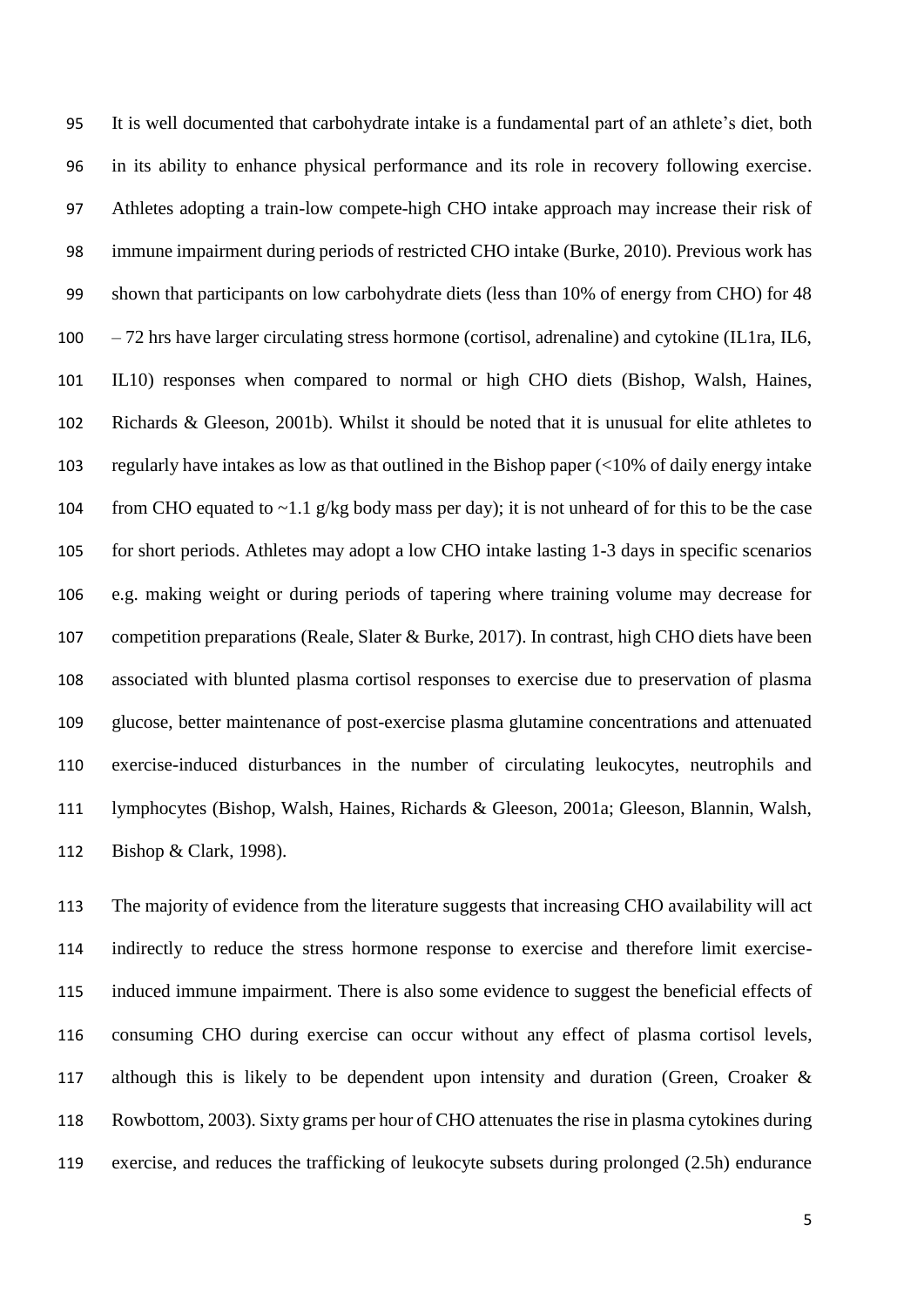It is well documented that carbohydrate intake is a fundamental part of an athlete's diet, both in its ability to enhance physical performance and its role in recovery following exercise. Athletes adopting a train-low compete-high CHO intake approach may increase their risk of immune impairment during periods of restricted CHO intake (Burke, 2010). Previous work has shown that participants on low carbohydrate diets (less than 10% of energy from CHO) for 48 – 72 hrs have larger circulating stress hormone (cortisol, adrenaline) and cytokine (IL1ra, IL6, IL10) responses when compared to normal or high CHO diets (Bishop, Walsh, Haines, Richards & Gleeson, 2001b). Whilst it should be noted that it is unusual for elite athletes to regularly have intakes as low as that outlined in the Bishop paper (<10% of daily energy intake from CHO equated to ~1.1 g/kg body mass per day); it is not unheard of for this to be the case for short periods. Athletes may adopt a low CHO intake lasting 1-3 days in specific scenarios e.g. making weight or during periods of tapering where training volume may decrease for competition preparations (Reale, Slater & Burke, 2017). In contrast, high CHO diets have been associated with blunted plasma cortisol responses to exercise due to preservation of plasma glucose, better maintenance of post-exercise plasma glutamine concentrations and attenuated exercise-induced disturbances in the number of circulating leukocytes, neutrophils and lymphocytes (Bishop, Walsh, Haines, Richards & Gleeson, 2001a; Gleeson, Blannin, Walsh, Bishop & Clark, 1998).

The majority of evidence from the literature suggests that increasing CHO availability will act indirectly to reduce the stress hormone response to exercise and therefore limit exercise-induced immune impairment. There is also some evidence to suggest the beneficial effects of consuming CHO during exercise can occur without any effect of plasma cortisol levels, although this is likely to be dependent upon intensity and duration (Green, Croaker & Rowbottom, 2003). Sixty grams per hour of CHO attenuates the rise in plasma cytokines during exercise, and reduces the trafficking of leukocyte subsets during prolonged (2.5h) endurance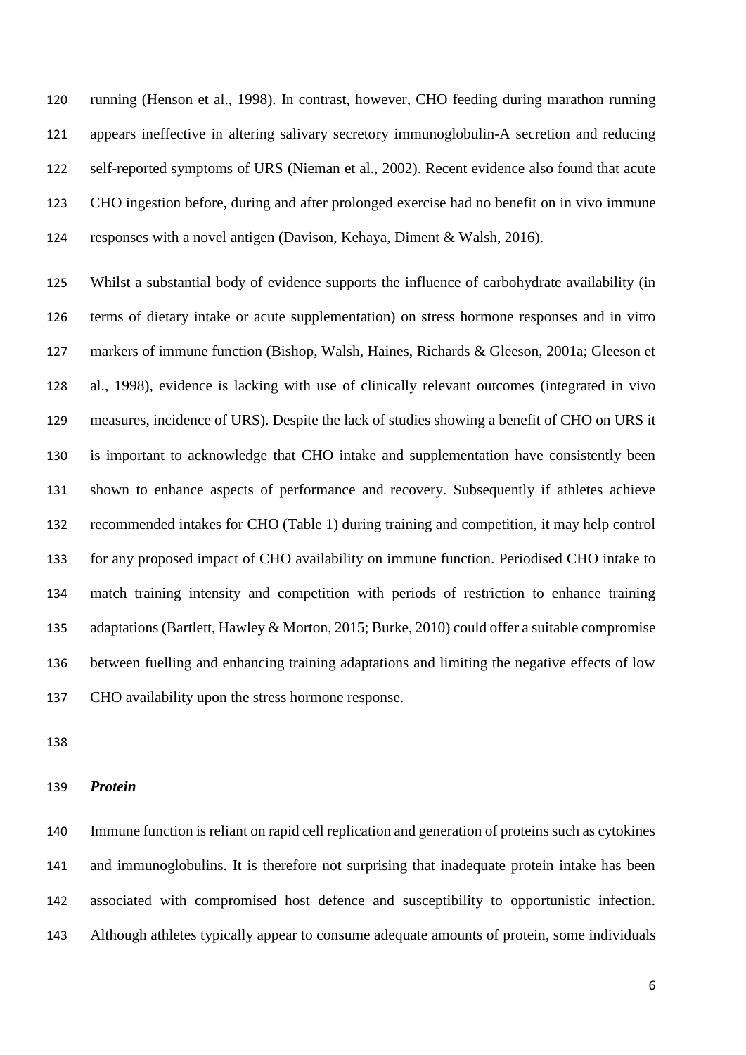running (Henson et al., 1998). In contrast, however, CHO feeding during marathon running appears ineffective in altering salivary secretory immunoglobulin-A secretion and reducing self-reported symptoms of URS (Nieman et al., 2002). Recent evidence also found that acute CHO ingestion before, during and after prolonged exercise had no benefit on in vivo immune responses with a novel antigen (Davison, Kehaya, Diment & Walsh, 2016).

Whilst a substantial body of evidence supports the influence of carbohydrate availability (in terms of dietary intake or acute supplementation) on stress hormone responses and in vitro markers of immune function (Bishop, Walsh, Haines, Richards & Gleeson, 2001a; Gleeson et al., 1998), evidence is lacking with use of clinically relevant outcomes (integrated in vivo measures, incidence of URS). Despite the lack of studies showing a benefit of CHO on URS it is important to acknowledge that CHO intake and supplementation have consistently been shown to enhance aspects of performance and recovery. Subsequently if athletes achieve recommended intakes for CHO (Table 1) during training and competition, it may help control for any proposed impact of CHO availability on immune function. Periodised CHO intake to match training intensity and competition with periods of restriction to enhance training adaptations (Bartlett, Hawley & Morton, 2015; Burke, 2010) could offer a suitable compromise between fuelling and enhancing training adaptations and limiting the negative effects of low CHO availability upon the stress hormone response.

### *Protein*

Immune function is reliant on rapid cell replication and generation of proteins such as cytokines and immunoglobulins. It is therefore not surprising that inadequate protein intake has been associated with compromised host defence and susceptibility to opportunistic infection. Although athletes typically appear to consume adequate amounts of protein, some individuals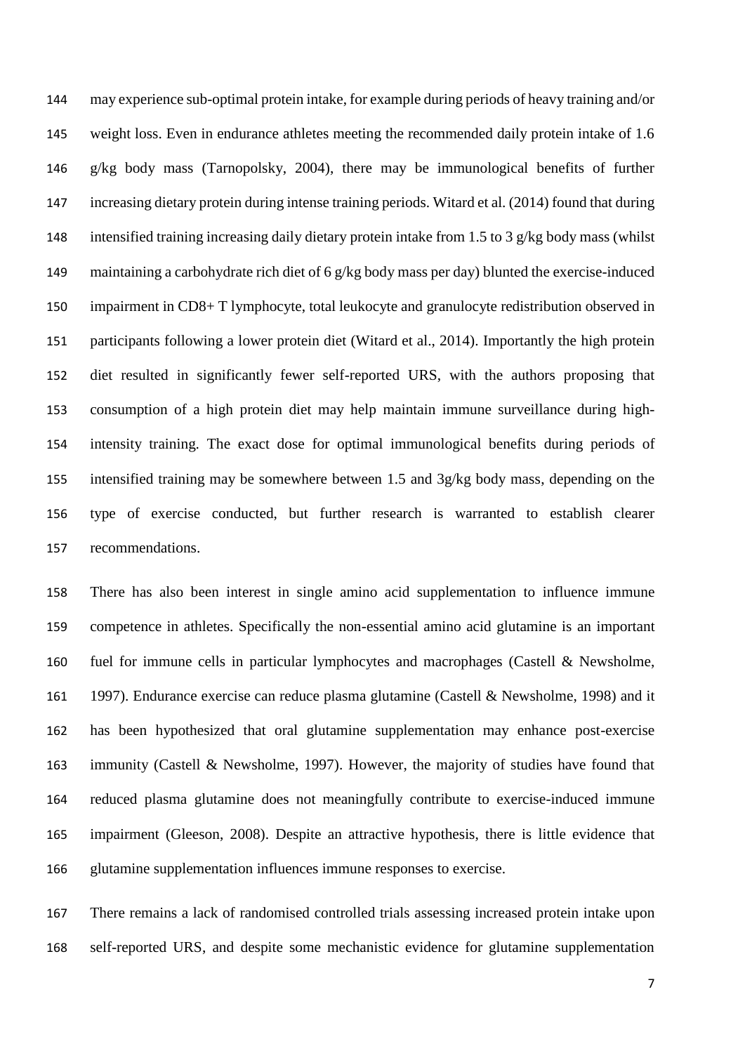may experience sub-optimal protein intake, for example during periods of heavy training and/or weight loss. Even in endurance athletes meeting the recommended daily protein intake of 1.6 g/kg body mass (Tarnopolsky, 2004), there may be immunological benefits of further increasing dietary protein during intense training periods. Witard et al. (2014) found that during intensified training increasing daily dietary protein intake from 1.5 to 3 g/kg body mass (whilst maintaining a carbohydrate rich diet of 6 g/kg body mass per day) blunted the exercise-induced impairment in CD8+ T lymphocyte, total leukocyte and granulocyte redistribution observed in participants following a lower protein diet (Witard et al., 2014). Importantly the high protein diet resulted in significantly fewer self-reported URS, with the authors proposing that consumption of a high protein diet may help maintain immune surveillance during high-intensity training. The exact dose for optimal immunological benefits during periods of intensified training may be somewhere between 1.5 and 3g/kg body mass, depending on the type of exercise conducted, but further research is warranted to establish clearer recommendations.

There has also been interest in single amino acid supplementation to influence immune competence in athletes. Specifically the non-essential amino acid glutamine is an important fuel for immune cells in particular lymphocytes and macrophages (Castell & Newsholme, 1997). Endurance exercise can reduce plasma glutamine (Castell & Newsholme, 1998) and it has been hypothesized that oral glutamine supplementation may enhance post-exercise immunity (Castell & Newsholme, 1997). However, the majority of studies have found that reduced plasma glutamine does not meaningfully contribute to exercise-induced immune impairment (Gleeson, 2008). Despite an attractive hypothesis, there is little evidence that glutamine supplementation influences immune responses to exercise.

There remains a lack of randomised controlled trials assessing increased protein intake upon self-reported URS, and despite some mechanistic evidence for glutamine supplementation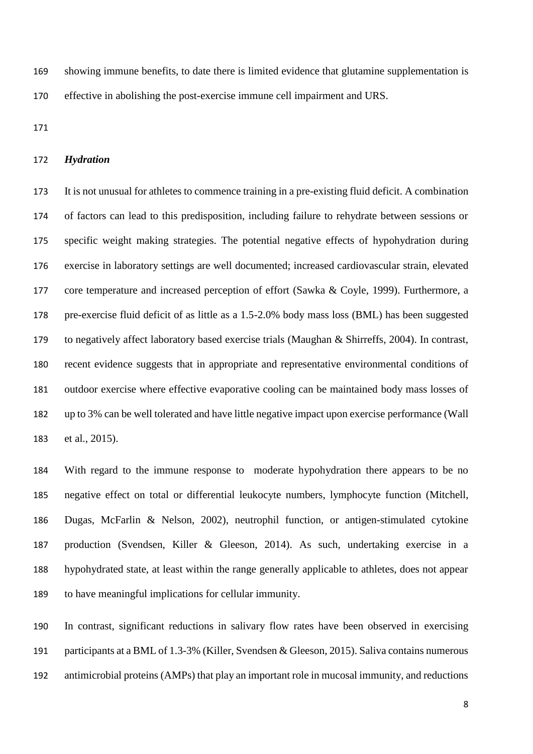showing immune benefits, to date there is limited evidence that glutamine supplementation is effective in abolishing the post-exercise immune cell impairment and URS.

### *Hydration*

It is not unusual for athletes to commence training in a pre-existing fluid deficit. A combination of factors can lead to this predisposition, including failure to rehydrate between sessions or specific weight making strategies. The potential negative effects of hypohydration during exercise in laboratory settings are well documented; increased cardiovascular strain, elevated core temperature and increased perception of effort (Sawka & Coyle, 1999). Furthermore, a pre-exercise fluid deficit of as little as a 1.5-2.0% body mass loss (BML) has been suggested to negatively affect laboratory based exercise trials (Maughan & Shirreffs, 2004). In contrast, recent evidence suggests that in appropriate and representative environmental conditions of outdoor exercise where effective evaporative cooling can be maintained body mass losses of up to 3% can be well tolerated and have little negative impact upon exercise performance (Wall et al., 2015).

With regard to the immune response to moderate hypohydration there appears to be no negative effect on total or differential leukocyte numbers, lymphocyte function (Mitchell, Dugas, McFarlin & Nelson, 2002), neutrophil function, or antigen-stimulated cytokine production (Svendsen, Killer & Gleeson, 2014). As such, undertaking exercise in a hypohydrated state, at least within the range generally applicable to athletes, does not appear to have meaningful implications for cellular immunity.

In contrast, significant reductions in salivary flow rates have been observed in exercising participants at a BML of 1.3-3% (Killer, Svendsen & Gleeson, 2015). Saliva contains numerous antimicrobial proteins (AMPs) that play an important role in mucosal immunity, and reductions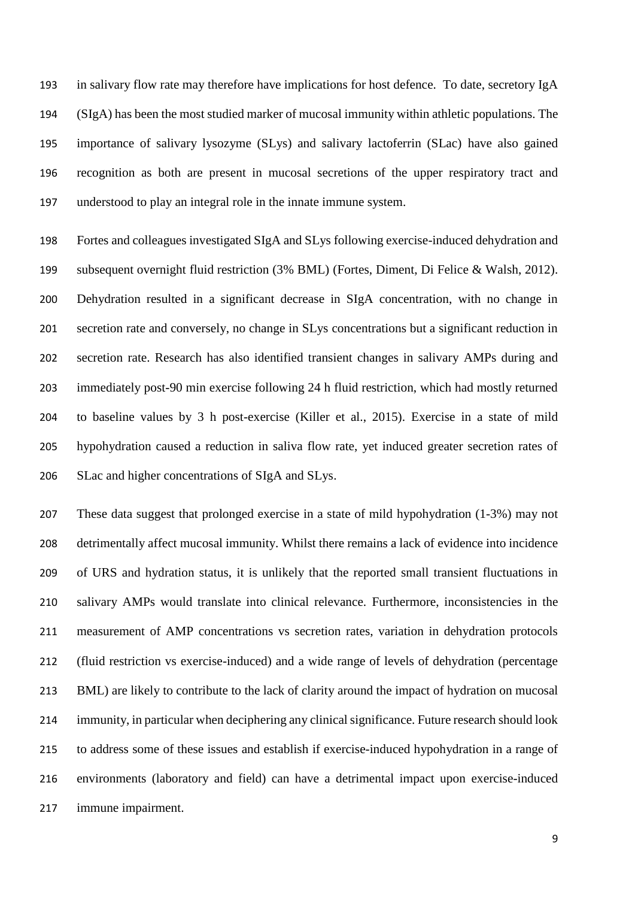in salivary flow rate may therefore have implications for host defence. To date, secretory IgA (SIgA) has been the most studied marker of mucosal immunity within athletic populations. The importance of salivary lysozyme (SLys) and salivary lactoferrin (SLac) have also gained recognition as both are present in mucosal secretions of the upper respiratory tract and understood to play an integral role in the innate immune system.

Fortes and colleagues investigated SIgA and SLys following exercise-induced dehydration and subsequent overnight fluid restriction (3% BML) (Fortes, Diment, Di Felice & Walsh, 2012). Dehydration resulted in a significant decrease in SIgA concentration, with no change in secretion rate and conversely, no change in SLys concentrations but a significant reduction in secretion rate. Research has also identified transient changes in salivary AMPs during and immediately post-90 min exercise following 24 h fluid restriction, which had mostly returned to baseline values by 3 h post-exercise (Killer et al., 2015). Exercise in a state of mild hypohydration caused a reduction in saliva flow rate, yet induced greater secretion rates of SLac and higher concentrations of SIgA and SLys.

These data suggest that prolonged exercise in a state of mild hypohydration (1-3%) may not detrimentally affect mucosal immunity. Whilst there remains a lack of evidence into incidence of URS and hydration status, it is unlikely that the reported small transient fluctuations in salivary AMPs would translate into clinical relevance. Furthermore, inconsistencies in the measurement of AMP concentrations vs secretion rates, variation in dehydration protocols (fluid restriction vs exercise-induced) and a wide range of levels of dehydration (percentage BML) are likely to contribute to the lack of clarity around the impact of hydration on mucosal immunity, in particular when deciphering any clinical significance. Future research should look to address some of these issues and establish if exercise-induced hypohydration in a range of environments (laboratory and field) can have a detrimental impact upon exercise-induced immune impairment.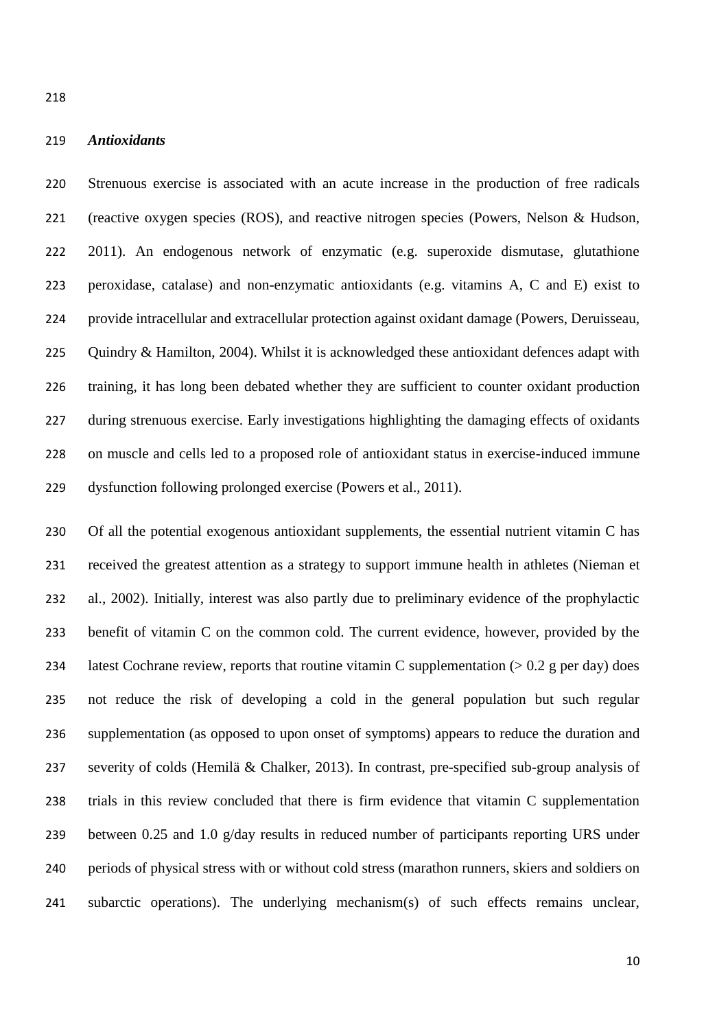### *Antioxidants*

Strenuous exercise is associated with an acute increase in the production of free radicals (reactive oxygen species (ROS), and reactive nitrogen species (Powers, Nelson & Hudson, 2011). An endogenous network of enzymatic (e.g. superoxide dismutase, glutathione peroxidase, catalase) and non-enzymatic antioxidants (e.g. vitamins A, C and E) exist to provide intracellular and extracellular protection against oxidant damage (Powers, Deruisseau, Quindry & Hamilton, 2004). Whilst it is acknowledged these antioxidant defences adapt with training, it has long been debated whether they are sufficient to counter oxidant production during strenuous exercise. Early investigations highlighting the damaging effects of oxidants on muscle and cells led to a proposed role of antioxidant status in exercise-induced immune dysfunction following prolonged exercise (Powers et al., 2011).

Of all the potential exogenous antioxidant supplements, the essential nutrient vitamin C has received the greatest attention as a strategy to support immune health in athletes (Nieman et al., 2002). Initially, interest was also partly due to preliminary evidence of the prophylactic benefit of vitamin C on the common cold. The current evidence, however, provided by the latest Cochrane review, reports that routine vitamin C supplementation (> 0.2 g per day) does not reduce the risk of developing a cold in the general population but such regular supplementation (as opposed to upon onset of symptoms) appears to reduce the duration and severity of colds (Hemilä & Chalker, 2013). In contrast, pre-specified sub-group analysis of trials in this review concluded that there is firm evidence that vitamin C supplementation between 0.25 and 1.0 g/day results in reduced number of participants reporting URS under periods of physical stress with or without cold stress (marathon runners, skiers and soldiers on subarctic operations). The underlying mechanism(s) of such effects remains unclear,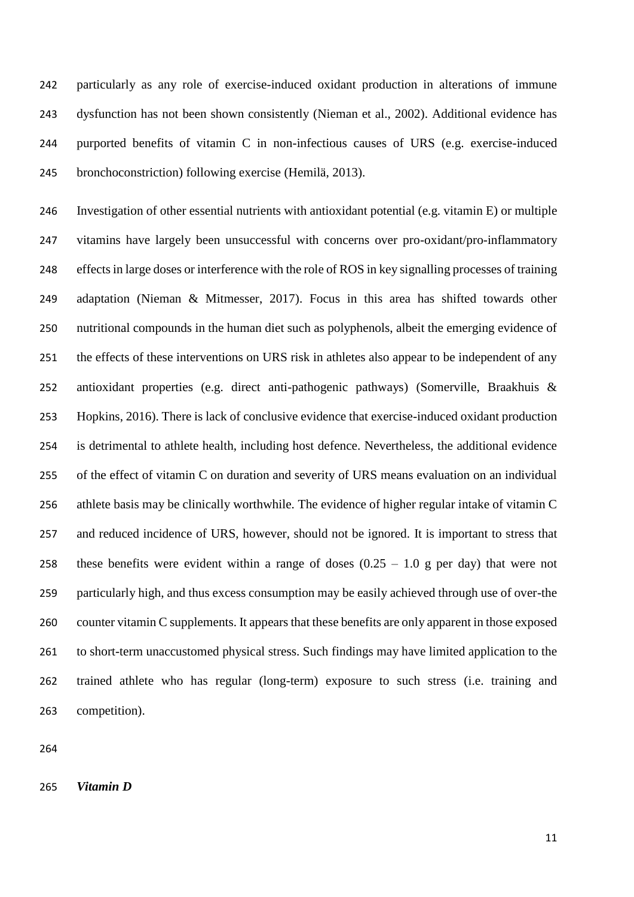particularly as any role of exercise-induced oxidant production in alterations of immune dysfunction has not been shown consistently (Nieman et al., 2002). Additional evidence has purported benefits of vitamin C in non-infectious causes of URS (e.g. exercise-induced bronchoconstriction) following exercise (Hemilä, 2013).

Investigation of other essential nutrients with antioxidant potential (e.g. vitamin E) or multiple vitamins have largely been unsuccessful with concerns over pro-oxidant/pro-inflammatory effects in large doses or interference with the role of ROS in key signalling processes of training adaptation (Nieman & Mitmesser, 2017). Focus in this area has shifted towards other nutritional compounds in the human diet such as polyphenols, albeit the emerging evidence of the effects of these interventions on URS risk in athletes also appear to be independent of any antioxidant properties (e.g. direct anti-pathogenic pathways) (Somerville, Braakhuis & Hopkins, 2016). There is lack of conclusive evidence that exercise-induced oxidant production is detrimental to athlete health, including host defence. Nevertheless, the additional evidence of the effect of vitamin C on duration and severity of URS means evaluation on an individual athlete basis may be clinically worthwhile. The evidence of higher regular intake of vitamin C and reduced incidence of URS, however, should not be ignored. It is important to stress that these benefits were evident within a range of doses (0.25 – 1.0 g per day) that were not particularly high, and thus excess consumption may be easily achieved through use of over-the counter vitamin C supplements. It appears that these benefits are only apparent in those exposed to short-term unaccustomed physical stress. Such findings may have limited application to the trained athlete who has regular (long-term) exposure to such stress (i.e. training and competition).

***Vitamin D***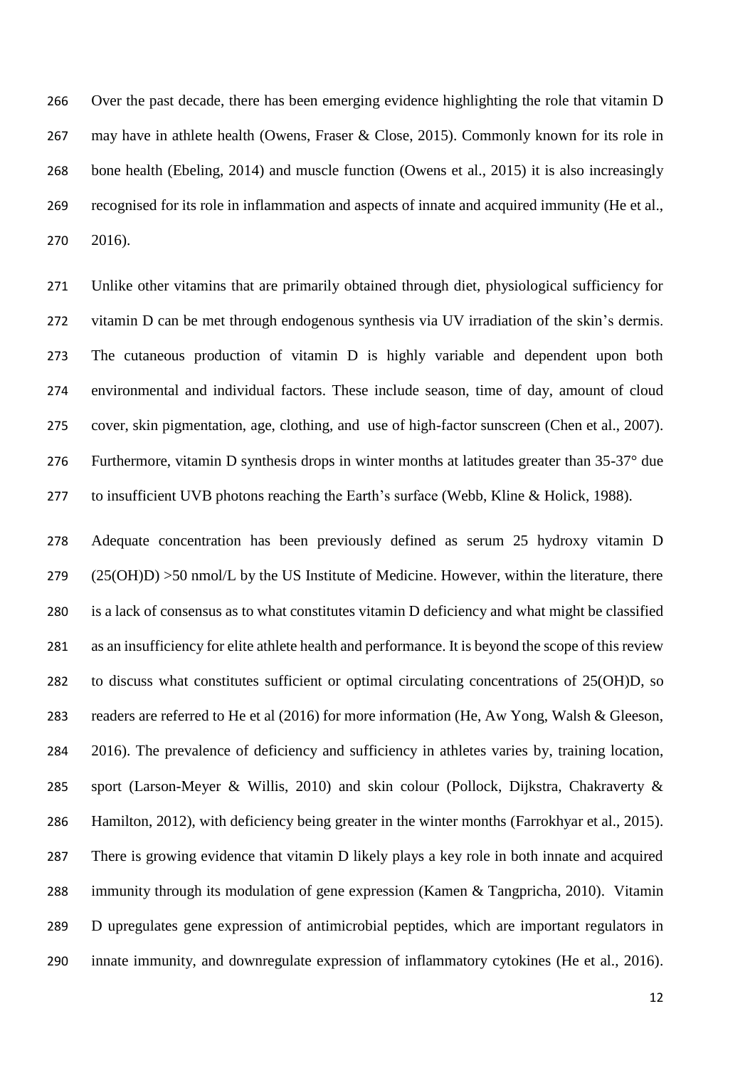Over the past decade, there has been emerging evidence highlighting the role that vitamin D may have in athlete health (Owens, Fraser & Close, 2015). Commonly known for its role in bone health (Ebeling, 2014) and muscle function (Owens et al., 2015) it is also increasingly recognised for its role in inflammation and aspects of innate and acquired immunity (He et al., 2016).

Unlike other vitamins that are primarily obtained through diet, physiological sufficiency for vitamin D can be met through endogenous synthesis via UV irradiation of the skin's dermis. The cutaneous production of vitamin D is highly variable and dependent upon both environmental and individual factors. These include season, time of day, amount of cloud cover, skin pigmentation, age, clothing, and use of high-factor sunscreen (Chen et al., 2007). Furthermore, vitamin D synthesis drops in winter months at latitudes greater than 35-37° due to insufficient UVB photons reaching the Earth's surface (Webb, Kline & Holick, 1988).

Adequate concentration has been previously defined as serum 25 hydroxy vitamin D (25(OH)D) >50 nmol/L by the US Institute of Medicine. However, within the literature, there is a lack of consensus as to what constitutes vitamin D deficiency and what might be classified as an insufficiency for elite athlete health and performance. It is beyond the scope of this review to discuss what constitutes sufficient or optimal circulating concentrations of 25(OH)D, so readers are referred to He et al (2016) for more information (He, Aw Yong, Walsh & Gleeson, 2016). The prevalence of deficiency and sufficiency in athletes varies by, training location, sport (Larson-Meyer & Willis, 2010) and skin colour (Pollock, Dijkstra, Chakraverty & Hamilton, 2012), with deficiency being greater in the winter months (Farrokhyar et al., 2015). There is growing evidence that vitamin D likely plays a key role in both innate and acquired immunity through its modulation of gene expression (Kamen & Tangpricha, 2010). Vitamin D upregulates gene expression of antimicrobial peptides, which are important regulators in innate immunity, and downregulate expression of inflammatory cytokines (He et al., 2016).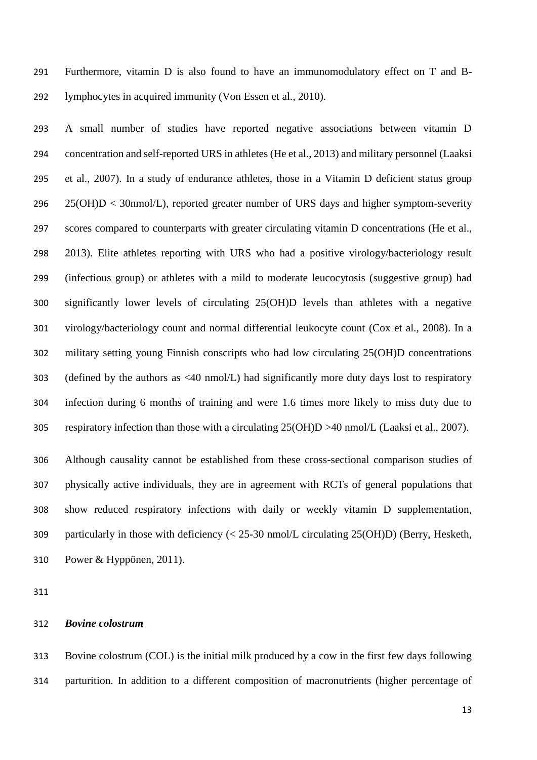Furthermore, vitamin D is also found to have an immunomodulatory effect on T and B-lymphocytes in acquired immunity (Von Essen et al., 2010).

A small number of studies have reported negative associations between vitamin D concentration and self-reported URS in athletes (He et al., 2013) and military personnel (Laaksi et al., 2007). In a study of endurance athletes, those in a Vitamin D deficient status group 25(OH)D < 30nmol/L), reported greater number of URS days and higher symptom-severity scores compared to counterparts with greater circulating vitamin D concentrations (He et al., 2013). Elite athletes reporting with URS who had a positive virology/bacteriology result (infectious group) or athletes with a mild to moderate leucocytosis (suggestive group) had significantly lower levels of circulating 25(OH)D levels than athletes with a negative virology/bacteriology count and normal differential leukocyte count (Cox et al., 2008). In a military setting young Finnish conscripts who had low circulating 25(OH)D concentrations (defined by the authors as <40 nmol/L) had significantly more duty days lost to respiratory infection during 6 months of training and were 1.6 times more likely to miss duty due to respiratory infection than those with a circulating 25(OH)D >40 nmol/L (Laaksi et al., 2007).

Although causality cannot be established from these cross-sectional comparison studies of physically active individuals, they are in agreement with RCTs of general populations that show reduced respiratory infections with daily or weekly vitamin D supplementation, particularly in those with deficiency (< 25-30 nmol/L circulating 25(OH)D) (Berry, Hesketh, Power & Hyppönen, 2011).

### *Bovine colostrum*

Bovine colostrum (COL) is the initial milk produced by a cow in the first few days following parturition. In addition to a different composition of macronutrients (higher percentage of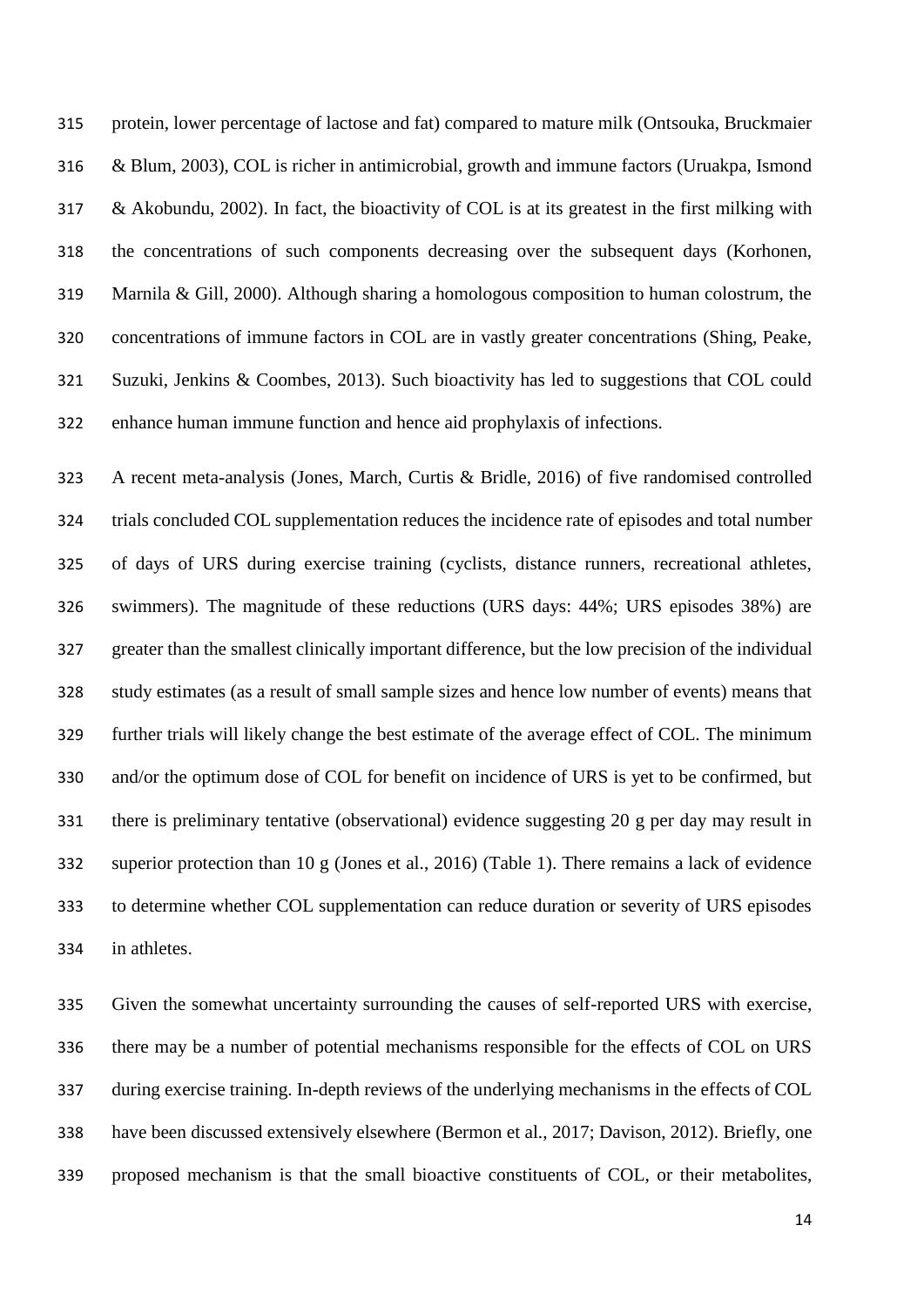protein, lower percentage of lactose and fat) compared to mature milk (Ontsouka, Bruckmaier & Blum, 2003), COL is richer in antimicrobial, growth and immune factors (Uruakpa, Ismond & Akobundu, 2002). In fact, the bioactivity of COL is at its greatest in the first milking with the concentrations of such components decreasing over the subsequent days (Korhonen, Marnila & Gill, 2000). Although sharing a homologous composition to human colostrum, the concentrations of immune factors in COL are in vastly greater concentrations (Shing, Peake, Suzuki, Jenkins & Coombes, 2013). Such bioactivity has led to suggestions that COL could enhance human immune function and hence aid prophylaxis of infections.

A recent meta-analysis (Jones, March, Curtis & Bridle, 2016) of five randomised controlled trials concluded COL supplementation reduces the incidence rate of episodes and total number of days of URS during exercise training (cyclists, distance runners, recreational athletes, swimmers). The magnitude of these reductions (URS days: 44%; URS episodes 38%) are greater than the smallest clinically important difference, but the low precision of the individual study estimates (as a result of small sample sizes and hence low number of events) means that further trials will likely change the best estimate of the average effect of COL. The minimum and/or the optimum dose of COL for benefit on incidence of URS is yet to be confirmed, but there is preliminary tentative (observational) evidence suggesting 20 g per day may result in superior protection than 10 g (Jones et al., 2016) (Table 1). There remains a lack of evidence to determine whether COL supplementation can reduce duration or severity of URS episodes in athletes.

Given the somewhat uncertainty surrounding the causes of self-reported URS with exercise, there may be a number of potential mechanisms responsible for the effects of COL on URS during exercise training. In-depth reviews of the underlying mechanisms in the effects of COL have been discussed extensively elsewhere (Bermon et al., 2017; Davison, 2012). Briefly, one proposed mechanism is that the small bioactive constituents of COL, or their metabolites,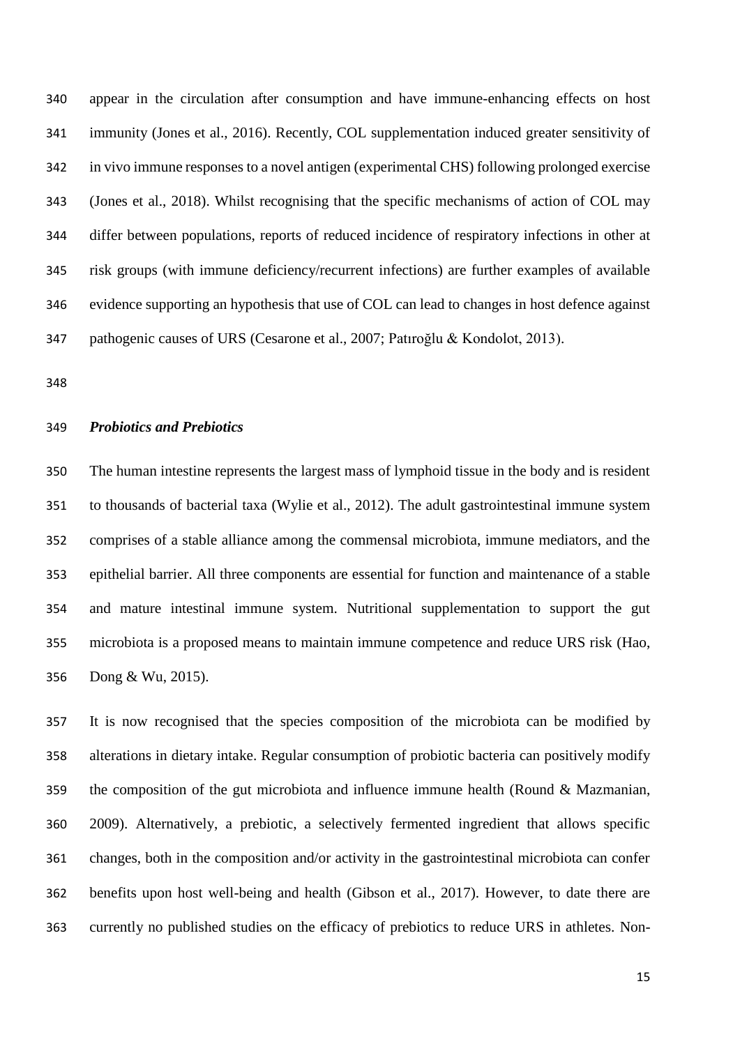appear in the circulation after consumption and have immune-enhancing effects on host immunity (Jones et al., 2016). Recently, COL supplementation induced greater sensitivity of in vivo immune responses to a novel antigen (experimental CHS) following prolonged exercise (Jones et al., 2018). Whilst recognising that the specific mechanisms of action of COL may differ between populations, reports of reduced incidence of respiratory infections in other at risk groups (with immune deficiency/recurrent infections) are further examples of available evidence supporting an hypothesis that use of COL can lead to changes in host defence against pathogenic causes of URS (Cesarone et al., 2007; Patıroğlu & Kondolot, 2013).

### *Probiotics and Prebiotics*

The human intestine represents the largest mass of lymphoid tissue in the body and is resident to thousands of bacterial taxa (Wylie et al., 2012). The adult gastrointestinal immune system comprises of a stable alliance among the commensal microbiota, immune mediators, and the epithelial barrier. All three components are essential for function and maintenance of a stable and mature intestinal immune system. Nutritional supplementation to support the gut microbiota is a proposed means to maintain immune competence and reduce URS risk (Hao, Dong & Wu, 2015).

It is now recognised that the species composition of the microbiota can be modified by alterations in dietary intake. Regular consumption of probiotic bacteria can positively modify the composition of the gut microbiota and influence immune health (Round & Mazmanian, 2009). Alternatively, a prebiotic, a selectively fermented ingredient that allows specific changes, both in the composition and/or activity in the gastrointestinal microbiota can confer benefits upon host well-being and health (Gibson et al., 2017). However, to date there are currently no published studies on the efficacy of prebiotics to reduce URS in athletes. Non-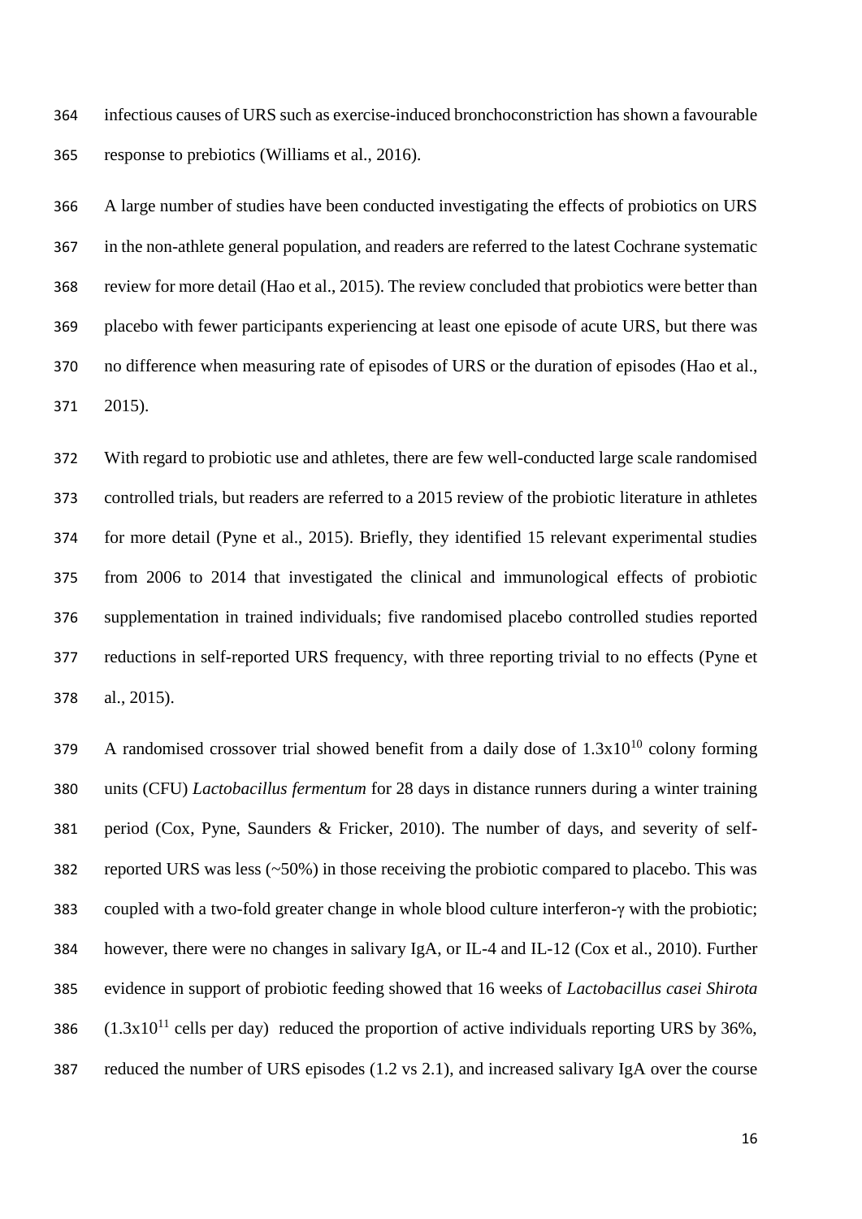infectious causes of URS such as exercise-induced bronchoconstriction has shown a favourable response to prebiotics (Williams et al., 2016).

A large number of studies have been conducted investigating the effects of probiotics on URS in the non-athlete general population, and readers are referred to the latest Cochrane systematic review for more detail (Hao et al., 2015). The review concluded that probiotics were better than placebo with fewer participants experiencing at least one episode of acute URS, but there was no difference when measuring rate of episodes of URS or the duration of episodes (Hao et al., 2015).

With regard to probiotic use and athletes, there are few well-conducted large scale randomised controlled trials, but readers are referred to a 2015 review of the probiotic literature in athletes for more detail (Pyne et al., 2015). Briefly, they identified 15 relevant experimental studies from 2006 to 2014 that investigated the clinical and immunological effects of probiotic supplementation in trained individuals; five randomised placebo controlled studies reported reductions in self-reported URS frequency, with three reporting trivial to no effects (Pyne et al., 2015).

A randomised crossover trial showed benefit from a daily dose of $1.3 \times 10^{10}$ colony forming units (CFU) *Lactobacillus fermentum* for 28 days in distance runners during a winter training period (Cox, Pyne, Saunders & Fricker, 2010). The number of days, and severity of self-reported URS was less (~50%) in those receiving the probiotic compared to placebo. This was coupled with a two-fold greater change in whole blood culture interferon-γ with the probiotic; however, there were no changes in salivary IgA, or IL-4 and IL-12 (Cox et al., 2010). Further evidence in support of probiotic feeding showed that 16 weeks of *Lactobacillus casei Shirota* ($1.3 \times 10^{11}$ cells per day) reduced the proportion of active individuals reporting URS by 36%, reduced the number of URS episodes (1.2 vs 2.1), and increased salivary IgA over the course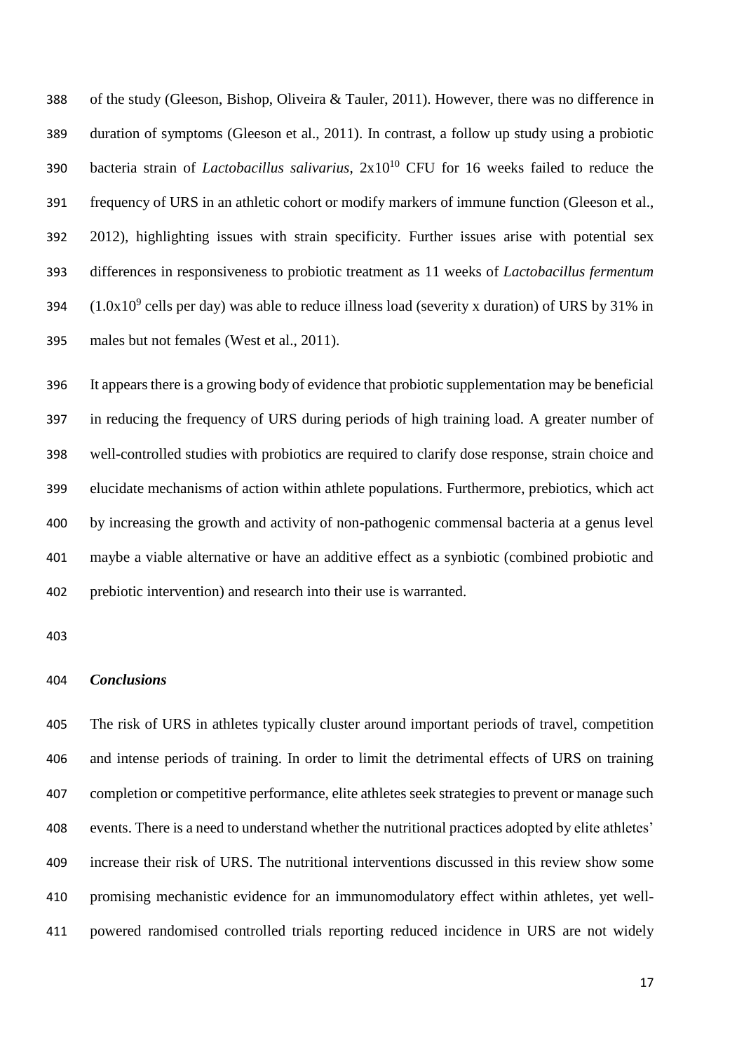of the study (Gleeson, Bishop, Oliveira & Tauler, 2011). However, there was no difference in duration of symptoms (Gleeson et al., 2011). In contrast, a follow up study using a probiotic bacteria strain of *Lactobacillus salivarius*, $2x10^{10}$ CFU for 16 weeks failed to reduce the frequency of URS in an athletic cohort or modify markers of immune function (Gleeson et al., 2012), highlighting issues with strain specificity. Further issues arise with potential sex differences in responsiveness to probiotic treatment as 11 weeks of *Lactobacillus fermentum* ($1.0x10^9$ cells per day) was able to reduce illness load (severity x duration) of URS by 31% in males but not females (West et al., 2011).

It appears there is a growing body of evidence that probiotic supplementation may be beneficial in reducing the frequency of URS during periods of high training load. A greater number of well-controlled studies with probiotics are required to clarify dose response, strain choice and elucidate mechanisms of action within athlete populations. Furthermore, prebiotics, which act by increasing the growth and activity of non-pathogenic commensal bacteria at a genus level maybe a viable alternative or have an additive effect as a synbiotic (combined probiotic and prebiotic intervention) and research into their use is warranted.

### *Conclusions*

The risk of URS in athletes typically cluster around important periods of travel, competition and intense periods of training. In order to limit the detrimental effects of URS on training completion or competitive performance, elite athletes seek strategies to prevent or manage such events. There is a need to understand whether the nutritional practices adopted by elite athletes' increase their risk of URS. The nutritional interventions discussed in this review show some promising mechanistic evidence for an immunomodulatory effect within athletes, yet well-powered randomised controlled trials reporting reduced incidence in URS are not widely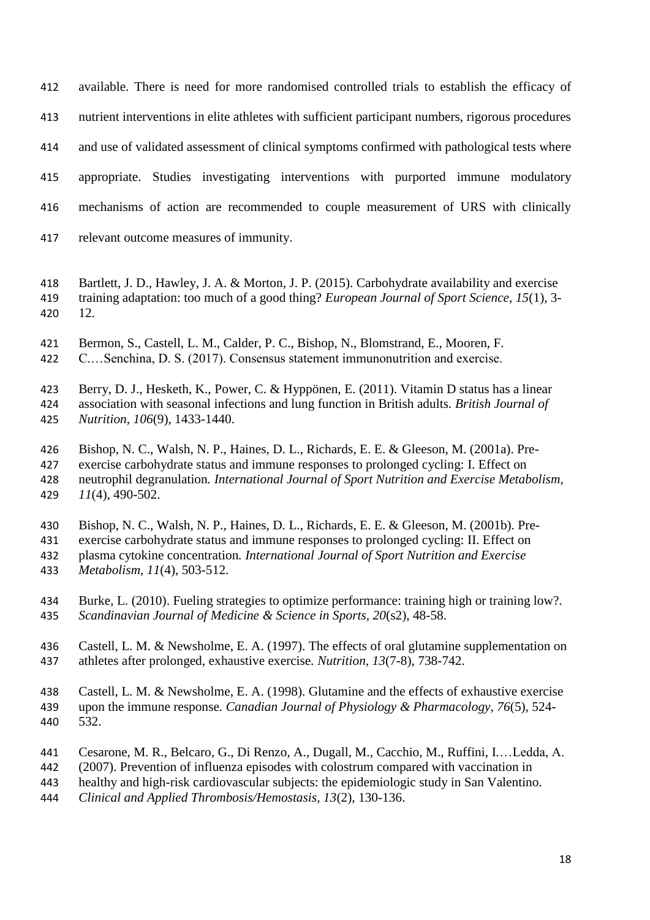available. There is need for more randomised controlled trials to establish the efficacy of nutrient interventions in elite athletes with sufficient participant numbers, rigorous procedures and use of validated assessment of clinical symptoms confirmed with pathological tests where appropriate. Studies investigating interventions with purported immune modulatory mechanisms of action are recommended to couple measurement of URS with clinically relevant outcome measures of immunity.

Bartlett, J. D., Hawley, J. A. & Morton, J. P. (2015). Carbohydrate availability and exercise training adaptation: too much of a good thing? *European Journal of Sport Science, 15*(1), 3-12.

Bermon, S., Castell, L. M., Calder, P. C., Bishop, N., Blomstrand, E., Mooren, F. C.…Senchina, D. S. (2017). Consensus statement immunonutrition and exercise.

Berry, D. J., Hesketh, K., Power, C. & Hyppönen, E. (2011). Vitamin D status has a linear association with seasonal infections and lung function in British adults. *British Journal of Nutrition, 106*(9), 1433-1440.

Bishop, N. C., Walsh, N. P., Haines, D. L., Richards, E. E. & Gleeson, M. (2001a). Pre-exercise carbohydrate status and immune responses to prolonged cycling: I. Effect on neutrophil degranulation. *International Journal of Sport Nutrition and Exercise Metabolism, 11*(4), 490-502.

Bishop, N. C., Walsh, N. P., Haines, D. L., Richards, E. E. & Gleeson, M. (2001b). Pre-exercise carbohydrate status and immune responses to prolonged cycling: II. Effect on plasma cytokine concentration. *International Journal of Sport Nutrition and Exercise Metabolism, 11*(4), 503-512.

Burke, L. (2010). Fueling strategies to optimize performance: training high or training low?. *Scandinavian Journal of Medicine & Science in Sports, 20*(s2), 48-58.

Castell, L. M. & Newsholme, E. A. (1997). The effects of oral glutamine supplementation on athletes after prolonged, exhaustive exercise. *Nutrition, 13*(7-8), 738-742.

Castell, L. M. & Newsholme, E. A. (1998). Glutamine and the effects of exhaustive exercise upon the immune response. *Canadian Journal of Physiology & Pharmacology, 76*(5), 524-532.

Cesarone, M. R., Belcaro, G., Di Renzo, A., Dugall, M., Cacchio, M., Ruffini, I.…Ledda, A. (2007). Prevention of influenza episodes with colostrum compared with vaccination in healthy and high-risk cardiovascular subjects: the epidemiologic study in San Valentino. *Clinical and Applied Thrombosis/Hemostasis, 13*(2), 130-136.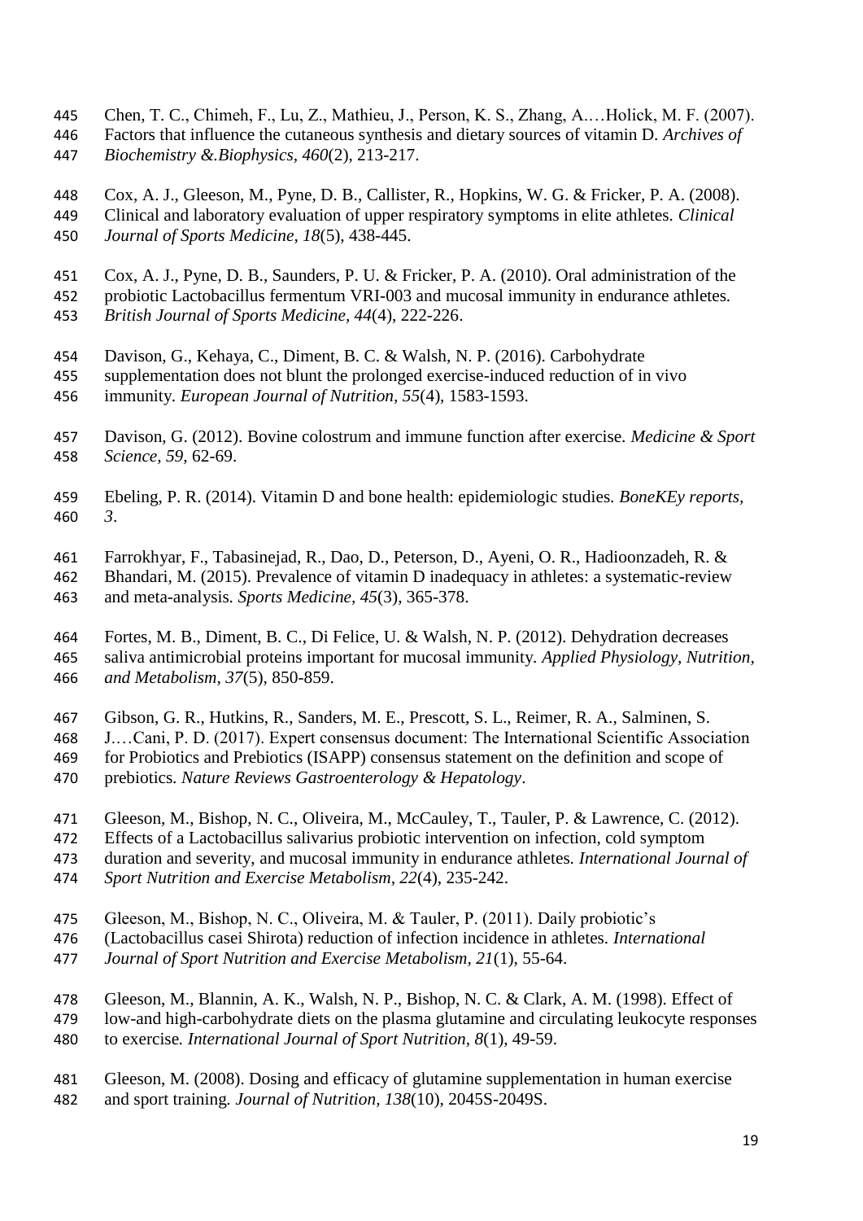Chen, T. C., Chimeh, F., Lu, Z., Mathieu, J., Person, K. S., Zhang, A.…Holick, M. F. (2007). Factors that influence the cutaneous synthesis and dietary sources of vitamin D. *Archives of Biochemistry &.Biophysics, 460*(2), 213-217.

Cox, A. J., Gleeson, M., Pyne, D. B., Callister, R., Hopkins, W. G. & Fricker, P. A. (2008). Clinical and laboratory evaluation of upper respiratory symptoms in elite athletes. *Clinical Journal of Sports Medicine, 18*(5), 438-445.

Cox, A. J., Pyne, D. B., Saunders, P. U. & Fricker, P. A. (2010). Oral administration of the probiotic Lactobacillus fermentum VRI-003 and mucosal immunity in endurance athletes. *British Journal of Sports Medicine, 44*(4), 222-226.

Davison, G., Kehaya, C., Diment, B. C. & Walsh, N. P. (2016). Carbohydrate supplementation does not blunt the prolonged exercise-induced reduction of in vivo immunity. *European Journal of Nutrition, 55*(4), 1583-1593.

Davison, G. (2012). Bovine colostrum and immune function after exercise. *Medicine & Sport Science, 59*, 62-69.

Ebeling, P. R. (2014). Vitamin D and bone health: epidemiologic studies. *BoneKEy reports, 3*.

Farrokhyar, F., Tabasinejad, R., Dao, D., Peterson, D., Ayeni, O. R., Hadioonzadeh, R. & Bhandari, M. (2015). Prevalence of vitamin D inadequacy in athletes: a systematic-review and meta-analysis. *Sports Medicine, 45*(3), 365-378.

Fortes, M. B., Diment, B. C., Di Felice, U. & Walsh, N. P. (2012). Dehydration decreases saliva antimicrobial proteins important for mucosal immunity. *Applied Physiology, Nutrition, and Metabolism, 37*(5), 850-859.

Gibson, G. R., Hutkins, R., Sanders, M. E., Prescott, S. L., Reimer, R. A., Salminen, S. J.…Cani, P. D. (2017). Expert consensus document: The International Scientific Association for Probiotics and Prebiotics (ISAPP) consensus statement on the definition and scope of prebiotics. *Nature Reviews Gastroenterology & Hepatology*.

Gleeson, M., Bishop, N. C., Oliveira, M., McCauley, T., Tauler, P. & Lawrence, C. (2012). Effects of a Lactobacillus salivarius probiotic intervention on infection, cold symptom duration and severity, and mucosal immunity in endurance athletes. *International Journal of Sport Nutrition and Exercise Metabolism, 22*(4), 235-242.

Gleeson, M., Bishop, N. C., Oliveira, M. & Tauler, P. (2011). Daily probiotic's (Lactobacillus casei Shirota) reduction of infection incidence in athletes. *International Journal of Sport Nutrition and Exercise Metabolism, 21*(1), 55-64.

Gleeson, M., Blannin, A. K., Walsh, N. P., Bishop, N. C. & Clark, A. M. (1998). Effect of low-and high-carbohydrate diets on the plasma glutamine and circulating leukocyte responses to exercise. *International Journal of Sport Nutrition, 8*(1), 49-59.

Gleeson, M. (2008). Dosing and efficacy of glutamine supplementation in human exercise and sport training. *Journal of Nutrition, 138*(10), 2045S-2049S.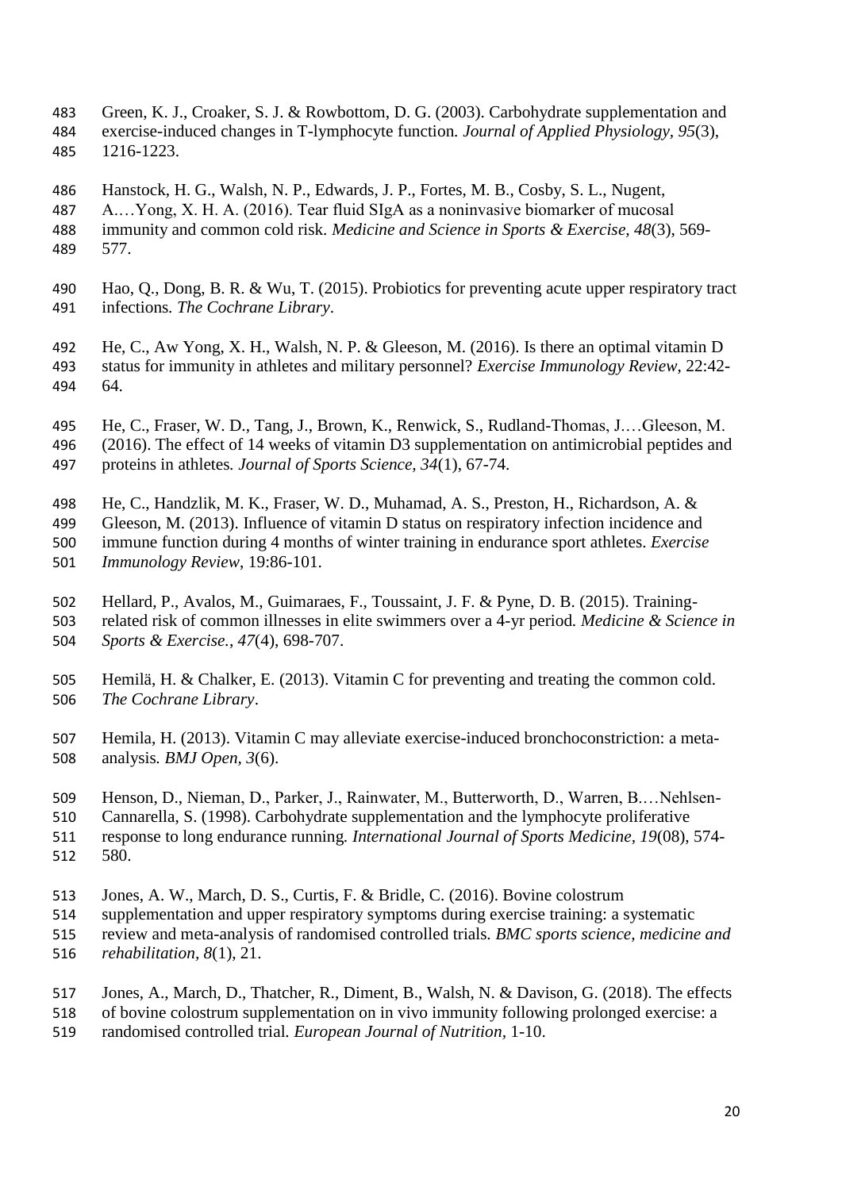Green, K. J., Croaker, S. J. & Rowbottom, D. G. (2003). Carbohydrate supplementation and exercise-induced changes in T-lymphocyte function. *Journal of Applied Physiology, 95*(3), 1216-1223.

Hanstock, H. G., Walsh, N. P., Edwards, J. P., Fortes, M. B., Cosby, S. L., Nugent, A.…Yong, X. H. A. (2016). Tear fluid SIgA as a noninvasive biomarker of mucosal immunity and common cold risk. *Medicine and Science in Sports & Exercise, 48*(3), 569-577.

Hao, Q., Dong, B. R. & Wu, T. (2015). Probiotics for preventing acute upper respiratory tract infections. *The Cochrane Library*.

He, C., Aw Yong, X. H., Walsh, N. P. & Gleeson, M. (2016). Is there an optimal vitamin D status for immunity in athletes and military personnel? *Exercise Immunology Review*, 22:42-64.

He, C., Fraser, W. D., Tang, J., Brown, K., Renwick, S., Rudland-Thomas, J.…Gleeson, M. (2016). The effect of 14 weeks of vitamin D3 supplementation on antimicrobial peptides and proteins in athletes. *Journal of Sports Science, 34*(1), 67-74.

He, C., Handzlik, M. K., Fraser, W. D., Muhamad, A. S., Preston, H., Richardson, A. & Gleeson, M. (2013). Influence of vitamin D status on respiratory infection incidence and immune function during 4 months of winter training in endurance sport athletes. *Exercise Immunology Review*, 19:86-101.

Hellard, P., Avalos, M., Guimaraes, F., Toussaint, J. F. & Pyne, D. B. (2015). Training-related risk of common illnesses in elite swimmers over a 4-yr period. *Medicine & Science in Sports & Exercise., 47*(4), 698-707.

Hemilä, H. & Chalker, E. (2013). Vitamin C for preventing and treating the common cold. *The Cochrane Library*.

Hemila, H. (2013). Vitamin C may alleviate exercise-induced bronchoconstriction: a meta-analysis. *BMJ Open, 3*(6).

Henson, D., Nieman, D., Parker, J., Rainwater, M., Butterworth, D., Warren, B.…Nehlsen-Cannarella, S. (1998). Carbohydrate supplementation and the lymphocyte proliferative response to long endurance running. *International Journal of Sports Medicine, 19*(08), 574-580.

Jones, A. W., March, D. S., Curtis, F. & Bridle, C. (2016). Bovine colostrum supplementation and upper respiratory symptoms during exercise training: a systematic review and meta-analysis of randomised controlled trials. *BMC sports science, medicine and rehabilitation, 8*(1), 21.

Jones, A., March, D., Thatcher, R., Diment, B., Walsh, N. & Davison, G. (2018). The effects of bovine colostrum supplementation on in vivo immunity following prolonged exercise: a randomised controlled trial. *European Journal of Nutrition,* 1-10.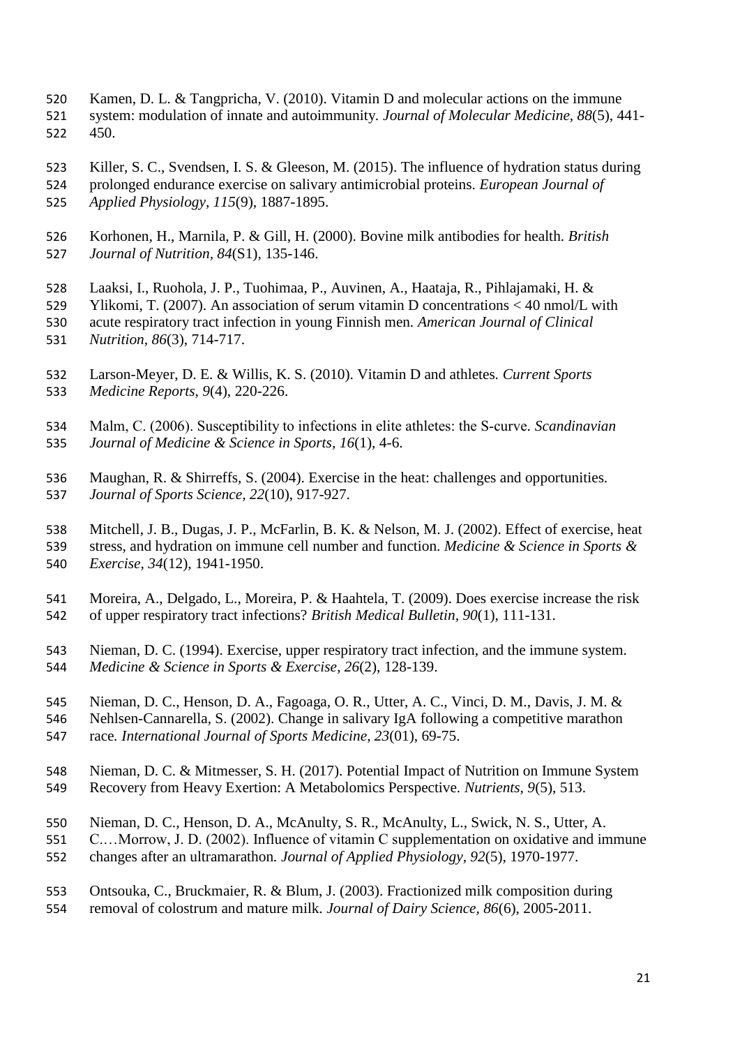Kamen, D. L. & Tangpricha, V. (2010). Vitamin D and molecular actions on the immune system: modulation of innate and autoimmunity. *Journal of Molecular Medicine, 88*(5), 441-450.

Killer, S. C., Svendsen, I. S. & Gleeson, M. (2015). The influence of hydration status during prolonged endurance exercise on salivary antimicrobial proteins. *European Journal of Applied Physiology, 115*(9), 1887-1895.

Korhonen, H., Marnila, P. & Gill, H. (2000). Bovine milk antibodies for health. *British Journal of Nutrition, 84*(S1), 135-146.

Laaksi, I., Ruohola, J. P., Tuohimaa, P., Auvinen, A., Haataja, R., Pihlajamaki, H. & Ylikomi, T. (2007). An association of serum vitamin D concentrations < 40 nmol/L with acute respiratory tract infection in young Finnish men. *American Journal of Clinical Nutrition, 86*(3), 714-717.

Larson-Meyer, D. E. & Willis, K. S. (2010). Vitamin D and athletes. *Current Sports Medicine Reports, 9*(4), 220-226.

Malm, C. (2006). Susceptibility to infections in elite athletes: the S-curve. *Scandinavian Journal of Medicine & Science in Sports, 16*(1), 4-6.

Maughan, R. & Shirreffs, S. (2004). Exercise in the heat: challenges and opportunities. *Journal of Sports Science, 22*(10), 917-927.

Mitchell, J. B., Dugas, J. P., McFarlin, B. K. & Nelson, M. J. (2002). Effect of exercise, heat stress, and hydration on immune cell number and function. *Medicine & Science in Sports & Exercise, 34*(12), 1941-1950.

Moreira, A., Delgado, L., Moreira, P. & Haahtela, T. (2009). Does exercise increase the risk of upper respiratory tract infections? *British Medical Bulletin, 90*(1), 111-131.

Nieman, D. C. (1994). Exercise, upper respiratory tract infection, and the immune system. *Medicine & Science in Sports & Exercise, 26*(2), 128-139.

Nieman, D. C., Henson, D. A., Fagoaga, O. R., Utter, A. C., Vinci, D. M., Davis, J. M. & Nehlsen-Cannarella, S. (2002). Change in salivary IgA following a competitive marathon race. *International Journal of Sports Medicine, 23*(01), 69-75.

Nieman, D. C. & Mitmesser, S. H. (2017). Potential Impact of Nutrition on Immune System Recovery from Heavy Exertion: A Metabolomics Perspective. *Nutrients, 9*(5), 513.

Nieman, D. C., Henson, D. A., McAnulty, S. R., McAnulty, L., Swick, N. S., Utter, A. C.…Morrow, J. D. (2002). Influence of vitamin C supplementation on oxidative and immune changes after an ultramarathon. *Journal of Applied Physiology, 92*(5), 1970-1977.

Ontsouka, C., Bruckmaier, R. & Blum, J. (2003). Fractionized milk composition during removal of colostrum and mature milk. *Journal of Dairy Science, 86*(6), 2005-2011.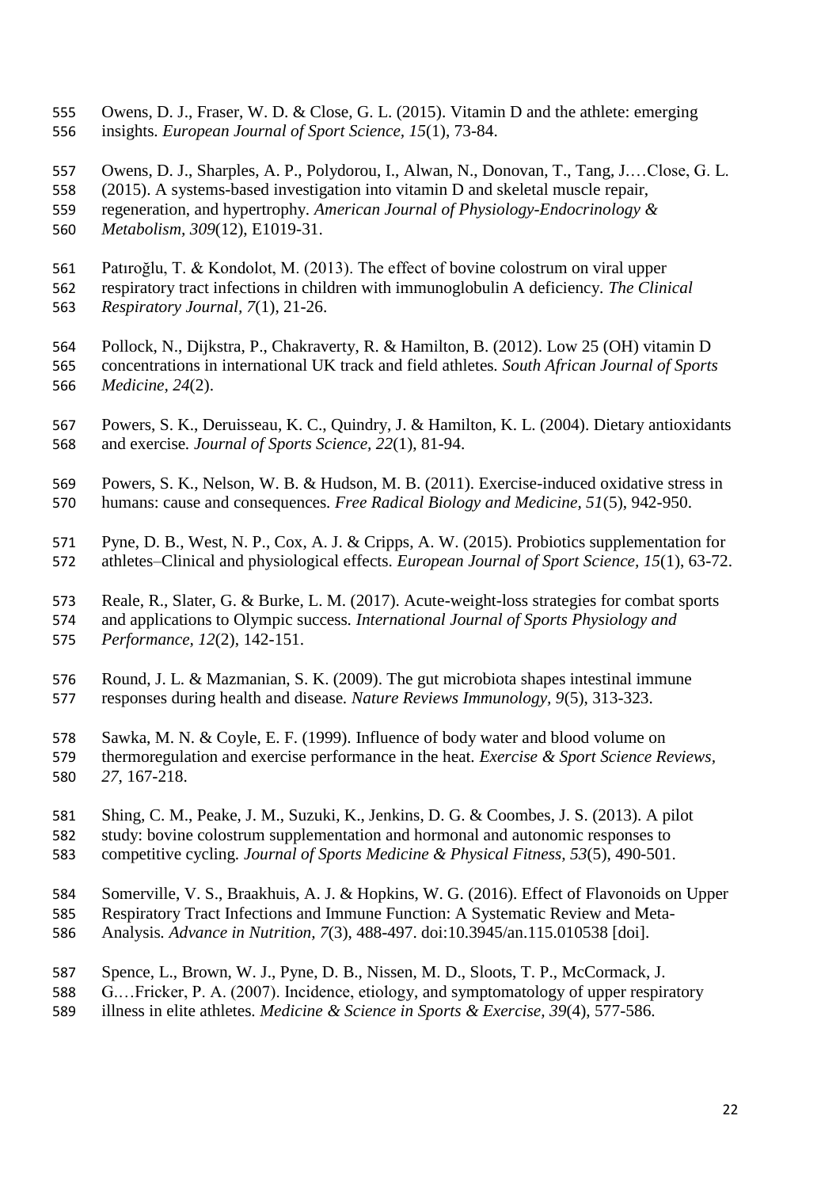Owens, D. J., Fraser, W. D. & Close, G. L. (2015). Vitamin D and the athlete: emerging insights. *European Journal of Sport Science, 15*(1), 73-84.

Owens, D. J., Sharples, A. P., Polydorou, I., Alwan, N., Donovan, T., Tang, J.…Close, G. L. (2015). A systems-based investigation into vitamin D and skeletal muscle repair, regeneration, and hypertrophy. *American Journal of Physiology-Endocrinology & Metabolism, 309*(12), E1019-31.

Patıroğlu, T. & Kondolot, M. (2013). The effect of bovine colostrum on viral upper respiratory tract infections in children with immunoglobulin A deficiency. *The Clinical Respiratory Journal, 7*(1), 21-26.

Pollock, N., Dijkstra, P., Chakraverty, R. & Hamilton, B. (2012). Low 25 (OH) vitamin D concentrations in international UK track and field athletes. *South African Journal of Sports Medicine, 24*(2).

Powers, S. K., Deruisseau, K. C., Quindry, J. & Hamilton, K. L. (2004). Dietary antioxidants and exercise. *Journal of Sports Science, 22*(1), 81-94.

Powers, S. K., Nelson, W. B. & Hudson, M. B. (2011). Exercise-induced oxidative stress in humans: cause and consequences. *Free Radical Biology and Medicine, 51*(5), 942-950.

Pyne, D. B., West, N. P., Cox, A. J. & Cripps, A. W. (2015). Probiotics supplementation for athletes–Clinical and physiological effects. *European Journal of Sport Science, 15*(1), 63-72.

Reale, R., Slater, G. & Burke, L. M. (2017). Acute-weight-loss strategies for combat sports and applications to Olympic success. *International Journal of Sports Physiology and Performance, 12*(2), 142-151.

Round, J. L. & Mazmanian, S. K. (2009). The gut microbiota shapes intestinal immune responses during health and disease. *Nature Reviews Immunology, 9*(5), 313-323.

Sawka, M. N. & Coyle, E. F. (1999). Influence of body water and blood volume on thermoregulation and exercise performance in the heat. *Exercise & Sport Science Reviews, 27*, 167-218.

Shing, C. M., Peake, J. M., Suzuki, K., Jenkins, D. G. & Coombes, J. S. (2013). A pilot study: bovine colostrum supplementation and hormonal and autonomic responses to competitive cycling. *Journal of Sports Medicine & Physical Fitness, 53*(5), 490-501.

Somerville, V. S., Braakhuis, A. J. & Hopkins, W. G. (2016). Effect of Flavonoids on Upper Respiratory Tract Infections and Immune Function: A Systematic Review and Meta-Analysis. *Advance in Nutrition, 7*(3), 488-497. doi:10.3945/an.115.010538 [doi].

Spence, L., Brown, W. J., Pyne, D. B., Nissen, M. D., Sloots, T. P., McCormack, J. G.…Fricker, P. A. (2007). Incidence, etiology, and symptomatology of upper respiratory illness in elite athletes. *Medicine & Science in Sports & Exercise, 39*(4), 577-586.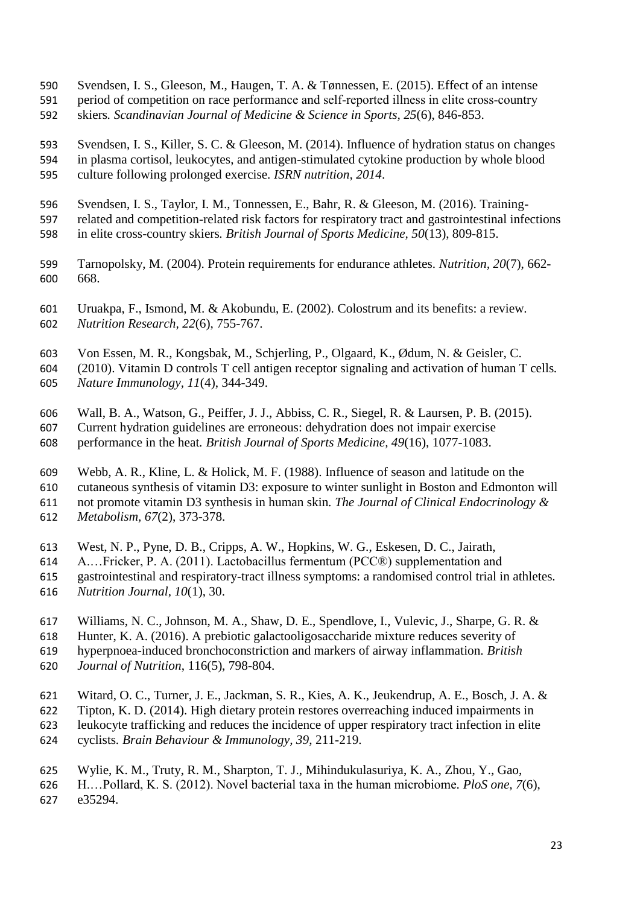Svendsen, I. S., Gleeson, M., Haugen, T. A. & Tønnessen, E. (2015). Effect of an intense period of competition on race performance and self-reported illness in elite cross-country skiers. *Scandinavian Journal of Medicine & Science in Sports, 25*(6), 846-853.

Svendsen, I. S., Killer, S. C. & Gleeson, M. (2014). Influence of hydration status on changes in plasma cortisol, leukocytes, and antigen-stimulated cytokine production by whole blood culture following prolonged exercise. *ISRN nutrition, 2014*.

Svendsen, I. S., Taylor, I. M., Tonnessen, E., Bahr, R. & Gleeson, M. (2016). Training-related and competition-related risk factors for respiratory tract and gastrointestinal infections in elite cross-country skiers. *British Journal of Sports Medicine, 50*(13), 809-815.

Tarnopolsky, M. (2004). Protein requirements for endurance athletes. *Nutrition, 20*(7), 662-668.

Uruakpa, F., Ismond, M. & Akobundu, E. (2002). Colostrum and its benefits: a review. *Nutrition Research, 22*(6), 755-767.

Von Essen, M. R., Kongsbak, M., Schjerling, P., Olgaard, K., Ødum, N. & Geisler, C. (2010). Vitamin D controls T cell antigen receptor signaling and activation of human T cells. *Nature Immunology, 11*(4), 344-349.

Wall, B. A., Watson, G., Peiffer, J. J., Abbiss, C. R., Siegel, R. & Laursen, P. B. (2015). Current hydration guidelines are erroneous: dehydration does not impair exercise performance in the heat. *British Journal of Sports Medicine, 49*(16), 1077-1083.

Webb, A. R., Kline, L. & Holick, M. F. (1988). Influence of season and latitude on the cutaneous synthesis of vitamin D3: exposure to winter sunlight in Boston and Edmonton will not promote vitamin D3 synthesis in human skin. *The Journal of Clinical Endocrinology & Metabolism, 67*(2), 373-378.

West, N. P., Pyne, D. B., Cripps, A. W., Hopkins, W. G., Eskesen, D. C., Jairath, A.…Fricker, P. A. (2011). Lactobacillus fermentum (PCC®) supplementation and gastrointestinal and respiratory-tract illness symptoms: a randomised control trial in athletes. *Nutrition Journal, 10*(1), 30.

Williams, N. C., Johnson, M. A., Shaw, D. E., Spendlove, I., Vulevic, J., Sharpe, G. R. & Hunter, K. A. (2016). A prebiotic galactooligosaccharide mixture reduces severity of hyperpnoea-induced bronchoconstriction and markers of airway inflammation. *British Journal of Nutrition*, 116(5), 798-804.

Witard, O. C., Turner, J. E., Jackman, S. R., Kies, A. K., Jeukendrup, A. E., Bosch, J. A. & Tipton, K. D. (2014). High dietary protein restores overreaching induced impairments in leukocyte trafficking and reduces the incidence of upper respiratory tract infection in elite cyclists. *Brain Behaviour & Immunology, 39*, 211-219.

Wylie, K. M., Truty, R. M., Sharpton, T. J., Mihindukulasuriya, K. A., Zhou, Y., Gao, H.…Pollard, K. S. (2012). Novel bacterial taxa in the human microbiome. *PloS one, 7*(6), e35294.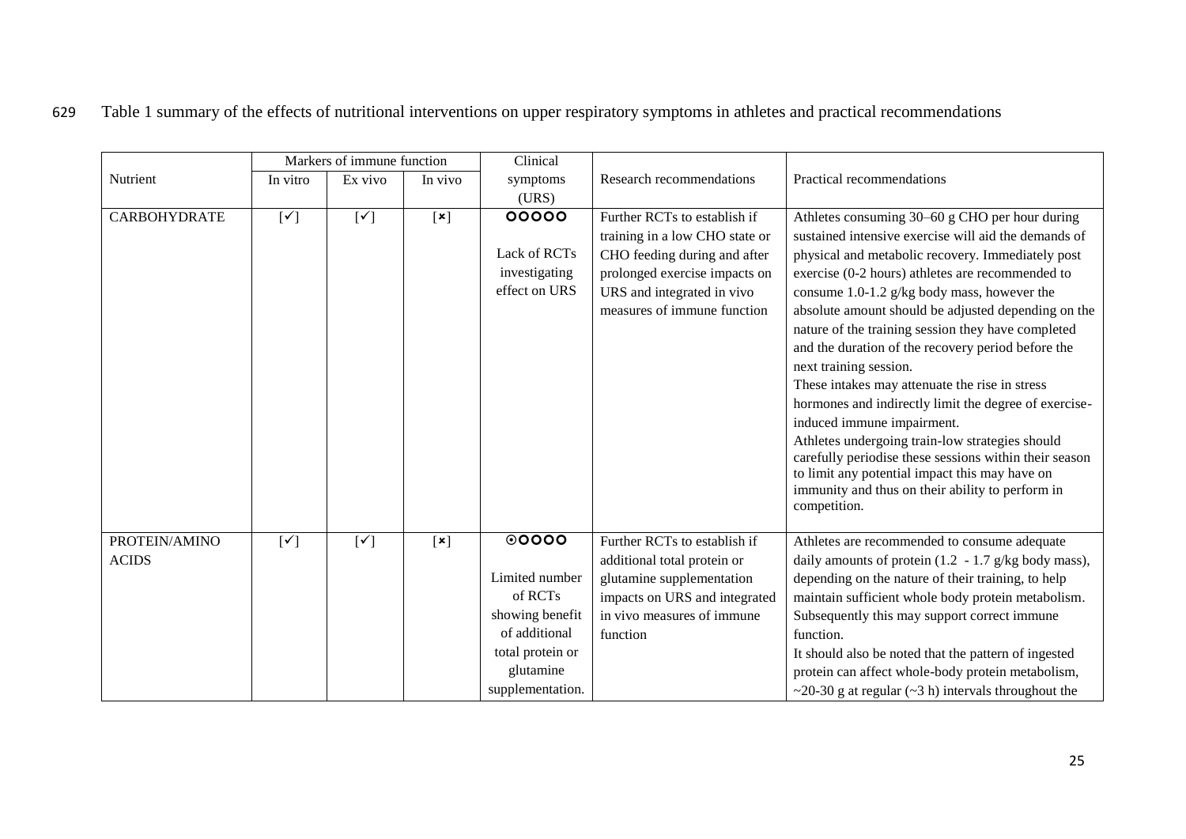Table 1 summary of the effects of nutritional interventions on upper respiratory symptoms in athletes and practical recommendations

| Nutrient | Markers of immune function | | | Clinical symptoms (URS) | Research recommendations | Practical recommendations |
|---|---|---|---|---|---|---|
| | In vitro | Ex vivo | In vivo | | | |
| CARBOHYDRATE | [✓] | [✓] | [×] | OOOOO<br><br>Lack of RCTs investigating effect on URS | Further RCTs to establish if training in a low CHO state or CHO feeding during and after prolonged exercise impacts on URS and integrated in vivo measures of immune function | Athletes consuming 30–60 g CHO per hour during sustained intensive exercise will aid the demands of physical and metabolic recovery. Immediately post exercise (0-2 hours) athletes are recommended to consume 1.0-1.2 g/kg body mass, however the absolute amount should be adjusted depending on the nature of the training session they have completed and the duration of the recovery period before the next training session.<br>These intakes may attenuate the rise in stress hormones and indirectly limit the degree of exercise-induced immune impairment.<br>Athletes undergoing train-low strategies should carefully periodise these sessions within their season to limit any potential impact this may have on immunity and thus on their ability to perform in competition. |
| PROTEIN/AMINO ACIDS | [✓] | [✓] | [×] | ⊙OOOO<br><br>Limited number of RCTs showing benefit of additional total protein or glutamine supplementation. | Further RCTs to establish if additional total protein or glutamine supplementation impacts on URS and integrated in vivo measures of immune function | Athletes are recommended to consume adequate daily amounts of protein (1.2 - 1.7 g/kg body mass), depending on the nature of their training, to help maintain sufficient whole body protein metabolism. Subsequently this may support correct immune function.<br>It should also be noted that the pattern of ingested protein can affect whole-body protein metabolism, ~20-30 g at regular (~3 h) intervals throughout the |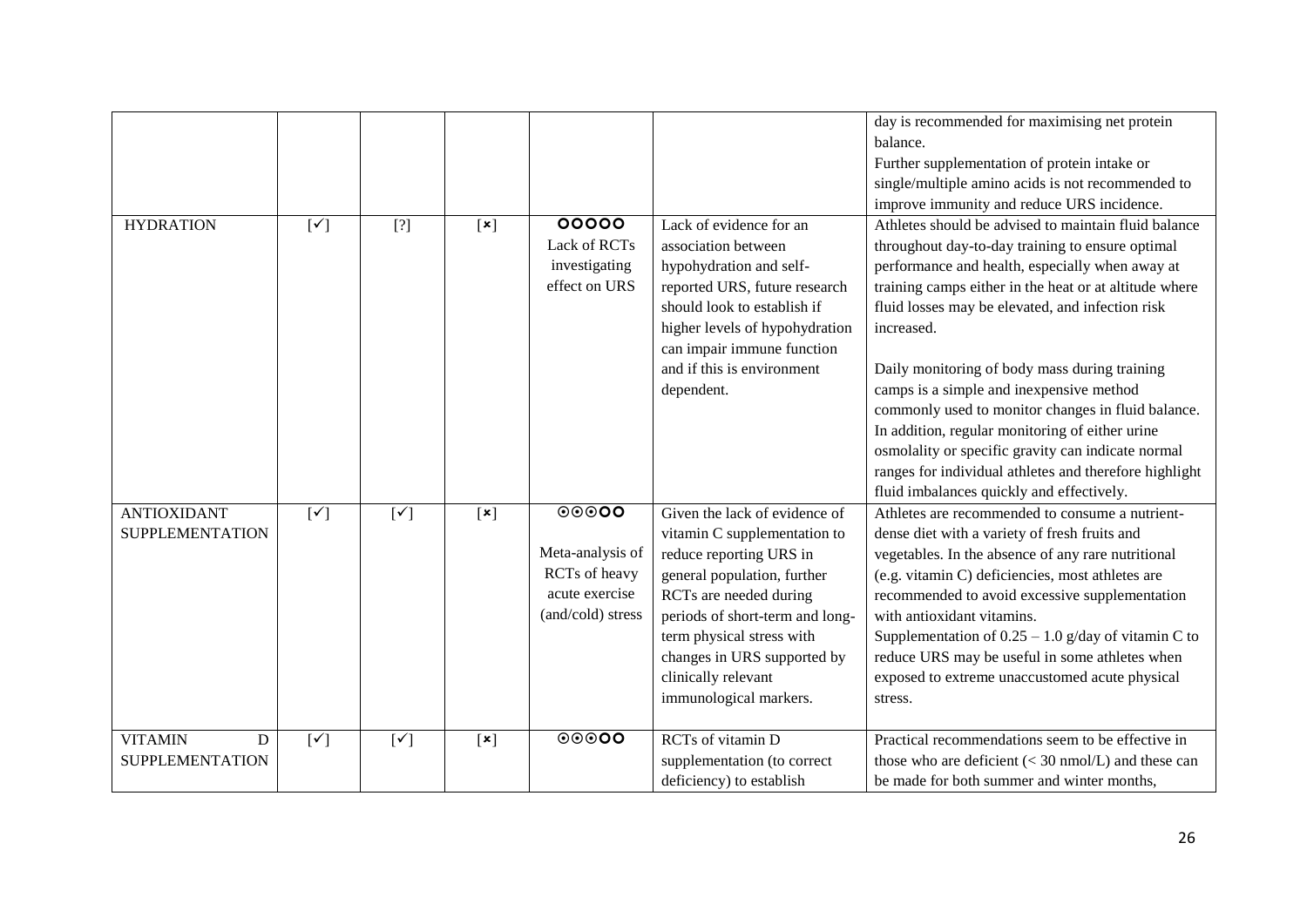| | | | | | | |
|---|---|---|---|---|---|---|
| | | | | | | day is recommended for maximising net protein balance. Further supplementation of protein intake or single/multiple amino acids is not recommended to improve immunity and reduce URS incidence. |
| HYDRATION | [✓] | [?] | [×] | OOOOO Lack of RCTs investigating effect on URS | Lack of evidence for an association between hypohydration and self-reported URS, future research should look to establish if higher levels of hypohydration can impair immune function and if this is environment dependent. | Athletes should be advised to maintain fluid balance throughout day-to-day training to ensure optimal performance and health, especially when away at training camps either in the heat or at altitude where fluid losses may be elevated, and infection risk increased. <br><br> Daily monitoring of body mass during training camps is a simple and inexpensive method commonly used to monitor changes in fluid balance. In addition, regular monitoring of either urine osmolality or specific gravity can indicate normal ranges for individual athletes and therefore highlight fluid imbalances quickly and effectively. |
| ANTIOXIDANT SUPPLEMENTATION | [✓] | [✓] | [×] | ⊙⊙⊙OO <br><br> Meta-analysis of RCTs of heavy acute exercise (and/cold) stress | Given the lack of evidence of vitamin C supplementation to reduce reporting URS in general population, further RCTs are needed during periods of short-term and long-term physical stress with changes in URS supported by clinically relevant immunological markers. | Athletes are recommended to consume a nutrient-dense diet with a variety of fresh fruits and vegetables. In the absence of any rare nutritional (e.g. vitamin C) deficiencies, most athletes are recommended to avoid excessive supplementation with antioxidant vitamins. Supplementation of 0.25 – 1.0 g/day of vitamin C to reduce URS may be useful in some athletes when exposed to extreme unaccustomed acute physical stress. |
| VITAMIN D SUPPLEMENTATION | [✓] | [✓] | [×] | ⊙⊙⊙OO | RCTs of vitamin D supplementation (to correct deficiency) to establish | Practical recommendations seem to be effective in those who are deficient (< 30 nmol/L) and these can be made for both summer and winter months, |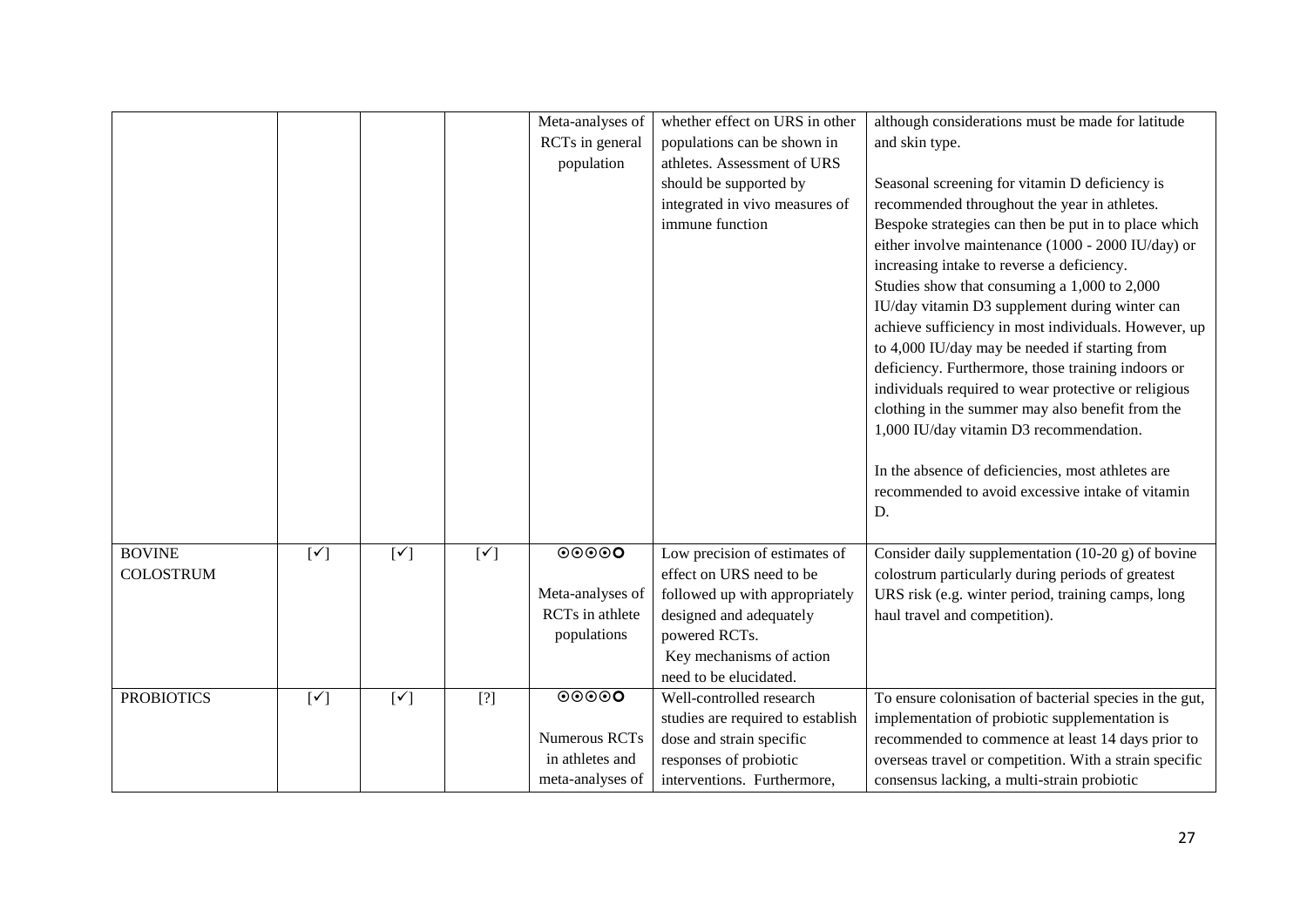| | | | | | | |
|---|---|---|---|---|---|---|
| | | | | Meta-analyses of RCTs in general population | whether effect on URS in other populations can be shown in athletes. Assessment of URS should be supported by integrated in vivo measures of immune function | although considerations must be made for latitude and skin type.<br><br>Seasonal screening for vitamin D deficiency is recommended throughout the year in athletes. Bespoke strategies can then be put in to place which either involve maintenance (1000 - 2000 IU/day) or increasing intake to reverse a deficiency. Studies show that consuming a 1,000 to 2,000 IU/day vitamin D3 supplement during winter can achieve sufficiency in most individuals. However, up to 4,000 IU/day may be needed if starting from deficiency. Furthermore, those training indoors or individuals required to wear protective or religious clothing in the summer may also benefit from the 1,000 IU/day vitamin D3 recommendation.<br><br>In the absence of deficiencies, most athletes are recommended to avoid excessive intake of vitamin D. |
| BOVINE COLOSTRUM | [✓] | [✓] | [✓] | ⊙⊙⊙⊙O<br><br>Meta-analyses of RCTs in athlete populations | Low precision of estimates of effect on URS need to be followed up with appropriately designed and adequately powered RCTs.<br>Key mechanisms of action need to be elucidated. | Consider daily supplementation (10-20 g) of bovine colostrum particularly during periods of greatest URS risk (e.g. winter period, training camps, long haul travel and competition). |
| PROBIOTICS | [✓] | [✓] | [?] | ⊙⊙⊙⊙O<br><br>Numerous RCTs in athletes and meta-analyses of | Well-controlled research studies are required to establish dose and strain specific responses of probiotic interventions. Furthermore, | To ensure colonisation of bacterial species in the gut, implementation of probiotic supplementation is recommended to commence at least 14 days prior to overseas travel or competition. With a strain specific consensus lacking, a multi-strain probiotic |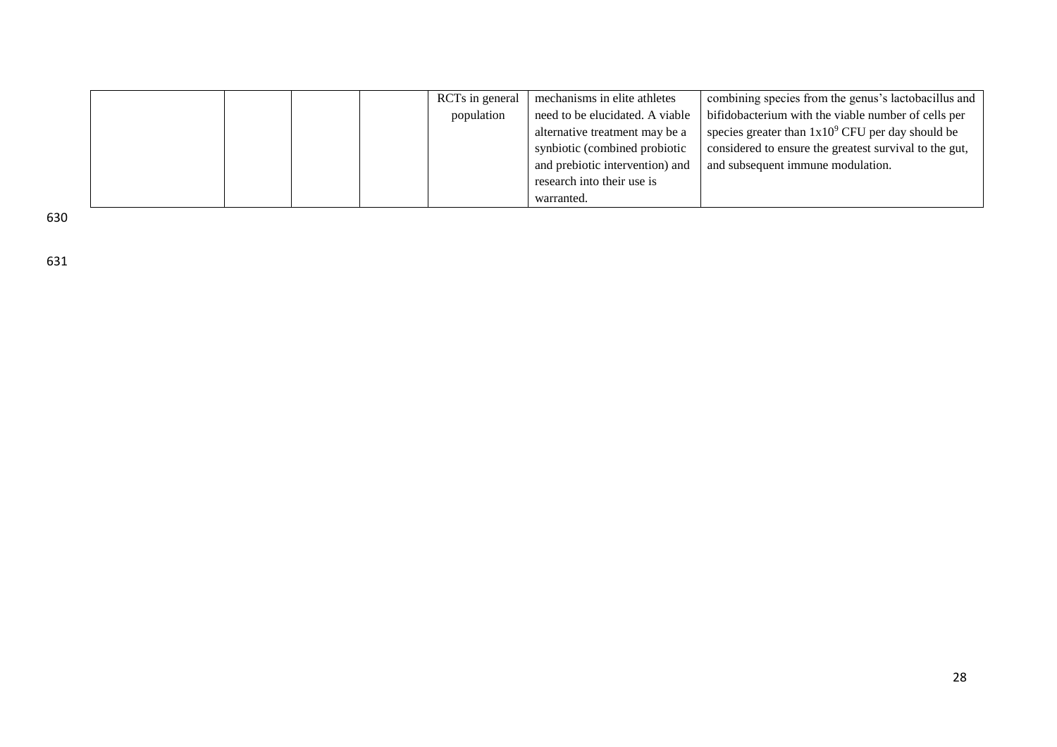|  |  |  |  | RCTs in general population | mechanisms in elite athletes need to be elucidated. A viable alternative treatment may be a synbiotic (combined probiotic and prebiotic intervention) and research into their use is warranted. | combining species from the genus's lactobacillus and bifidobacterium with the viable number of cells per species greater than $1x10^9$ CFU per day should be considered to ensure the greatest survival to the gut, and subsequent immune modulation. |
|---|---|---|---|---|---|---|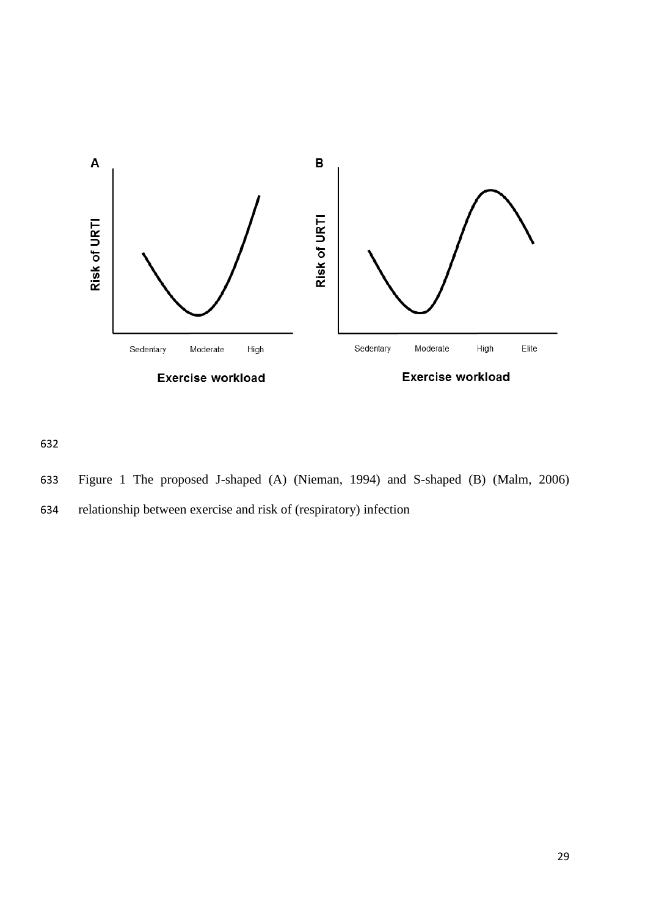A

Risk of URTI

Sedentary Moderate High

Exercise workload

B

Risk of URTI

Sedentary Moderate High Elite

Exercise workload

Figure 1 The proposed J-shaped (A) (Nieman, 1994) and S-shaped (B) (Malm, 2006) relationship between exercise and risk of (respiratory) infection